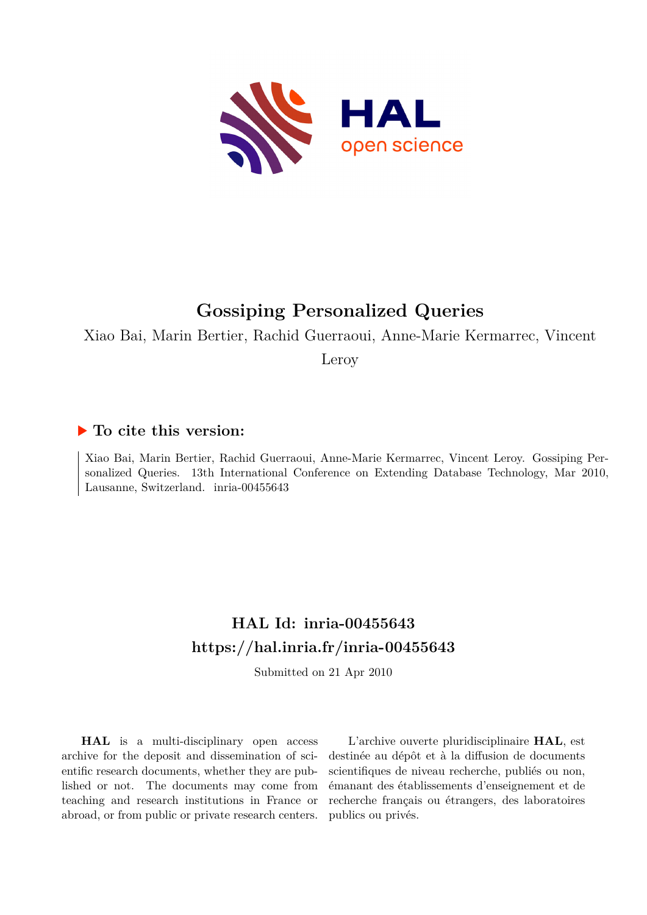# Gossiping Personalized Queries

Xiao Bai, Marin Bertier, Rachid Guerraoui, Anne-Marie Kermarrec, Vincent Leroy

## ▶ To cite this version:

Xiao Bai, Marin Bertier, Rachid Guerraoui, Anne-Marie Kermarrec, Vincent Leroy. Gossiping Personalized Queries. 13th International Conference on Extending Database Technology, Mar 2010, Lausanne, Switzerland. inria-00455643

## HAL Id: inria-00455643
## https://hal.inria.fr/inria-00455643

Submitted on 21 Apr 2010

**HAL** is a multi-disciplinary open access archive for the deposit and dissemination of scientific research documents, whether they are published or not. The documents may come from teaching and research institutions in France or abroad, or from public or private research centers.

L'archive ouverte pluridisciplinaire **HAL**, est destinée au dépôt et à la diffusion de documents scientifiques de niveau recherche, publiés ou non, émanant des établissements d'enseignement et de recherche français ou étrangers, des laboratoires publics ou privés.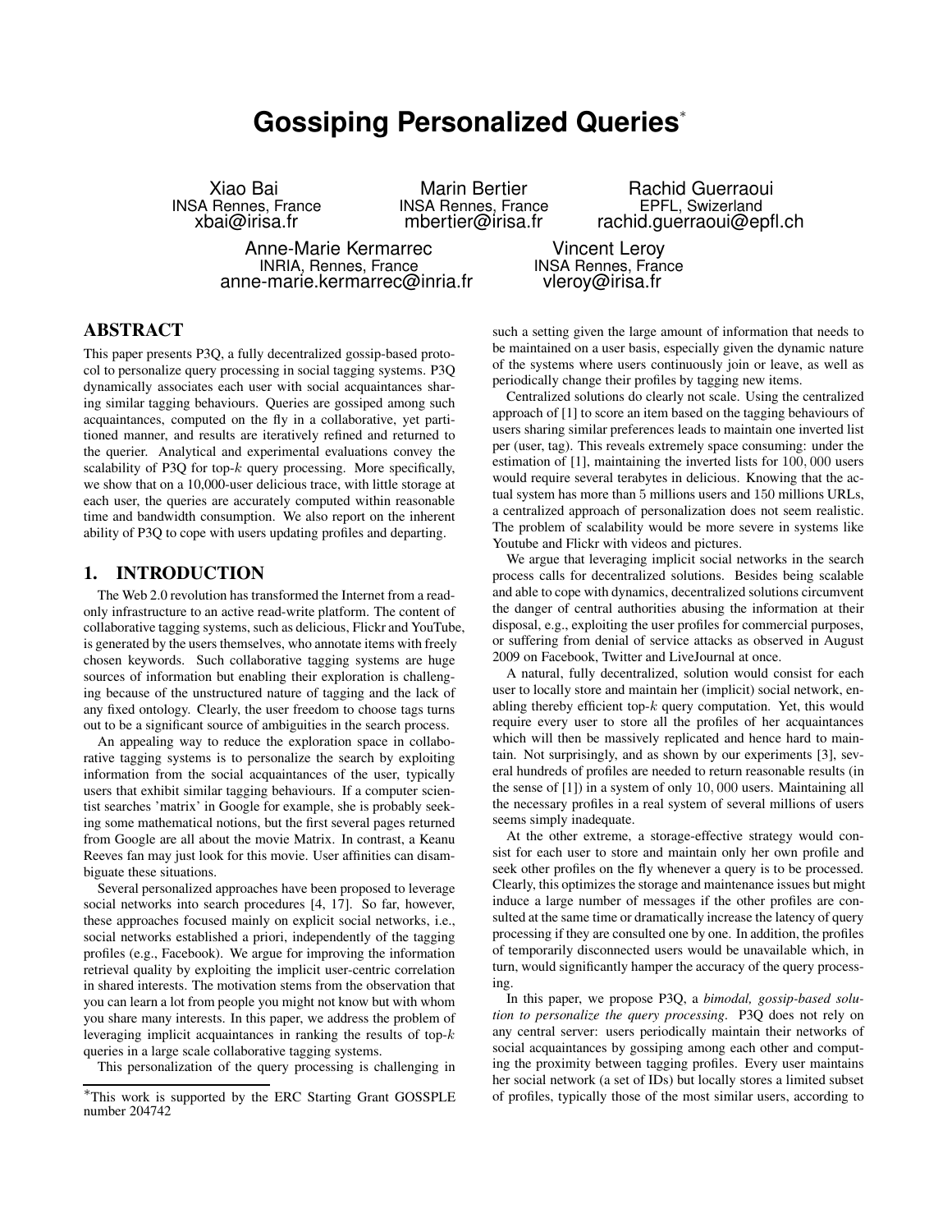# Gossiping Personalized Queries*

Xiao Bai
INSA Rennes, France
xbai@irisa.fr

Marin Bertier
INSA Rennes, France
mbertier@irisa.fr

Rachid Guerraoui
EPFL, Swizerland
rachid.guerraoui@epfl.ch

Anne-Marie Kermarrec
INRIA, Rennes, France
anne-marie.kermarrec@inria.fr

Vincent Leroy
INSA Rennes, France
vleroy@irisa.fr

## ABSTRACT

This paper presents P3Q, a fully decentralized gossip-based protocol to personalize query processing in social tagging systems. P3Q dynamically associates each user with social acquaintances sharing similar tagging behaviours. Queries are gossiped among such acquaintances, computed on the fly in a collaborative, yet partitioned manner, and results are iteratively refined and returned to the querier. Analytical and experimental evaluations convey the scalability of P3Q for top-$k$ query processing. More specifically, we show that on a 10,000-user delicious trace, with little storage at each user, the queries are accurately computed within reasonable time and bandwidth consumption. We also report on the inherent ability of P3Q to cope with users updating profiles and departing.

## 1. INTRODUCTION

The Web 2.0 revolution has transformed the Internet from a read-only infrastructure to an active read-write platform. The content of collaborative tagging systems, such as delicious, Flickr and YouTube, is generated by the users themselves, who annotate items with freely chosen keywords. Such collaborative tagging systems are huge sources of information but enabling their exploration is challenging because of the unstructured nature of tagging and the lack of any fixed ontology. Clearly, the user freedom to choose tags turns out to be a significant source of ambiguities in the search process.

An appealing way to reduce the exploration space in collaborative tagging systems is to personalize the search by exploiting information from the social acquaintances of the user, typically users that exhibit similar tagging behaviours. If a computer scientist searches 'matrix' in Google for example, she is probably seeking some mathematical notions, but the first several pages returned from Google are all about the movie Matrix. In contrast, a Keanu Reeves fan may just look for this movie. User affinities can disambiguate these situations.

Several personalized approaches have been proposed to leverage social networks into search procedures [4, 17]. So far, however, these approaches focused mainly on explicit social networks, i.e., social networks established a priori, independently of the tagging profiles (e.g., Facebook). We argue for improving the information retrieval quality by exploiting the implicit user-centric correlation in shared interests. The motivation stems from the observation that you can learn a lot from people you might not know but with whom you share many interests. In this paper, we address the problem of leveraging implicit acquaintances in ranking the results of top-$k$ queries in a large scale collaborative tagging systems.

This personalization of the query processing is challenging in such a setting given the large amount of information that needs to be maintained on a user basis, especially given the dynamic nature of the systems where users continuously join or leave, as well as periodically change their profiles by tagging new items.

Centralized solutions do clearly not scale. Using the centralized approach of [1] to score an item based on the tagging behaviours of users sharing similar preferences leads to maintain one inverted list per (user, tag). This reveals extremely space consuming: under the estimation of [1], maintaining the inverted lists for $100,000$ users would require several terabytes in delicious. Knowing that the actual system has more than 5 millions users and 150 millions URLs, a centralized approach of personalization does not seem realistic. The problem of scalability would be more severe in systems like Youtube and Flickr with videos and pictures.

We argue that leveraging implicit social networks in the search process calls for decentralized solutions. Besides being scalable and able to cope with dynamics, decentralized solutions circumvent the danger of central authorities abusing the information at their disposal, e.g., exploiting the user profiles for commercial purposes, or suffering from denial of service attacks as observed in August 2009 on Facebook, Twitter and LiveJournal at once.

A natural, fully decentralized, solution would consist for each user to locally store and maintain her (implicit) social network, enabling thereby efficient top-$k$ query computation. Yet, this would require every user to store all the profiles of her acquaintances which will then be massively replicated and hence hard to maintain. Not surprisingly, and as shown by our experiments [3], several hundreds of profiles are needed to return reasonable results (in the sense of [1]) in a system of only $10,000$ users. Maintaining all the necessary profiles in a real system of several millions of users seems simply inadequate.

At the other extreme, a storage-effective strategy would consist for each user to store and maintain only her own profile and seek other profiles on the fly whenever a query is to be processed. Clearly, this optimizes the storage and maintenance issues but might induce a large number of messages if the other profiles are consulted at the same time or dramatically increase the latency of query processing if they are consulted one by one. In addition, the profiles of temporarily disconnected users would be unavailable which, in turn, would significantly hamper the accuracy of the query processing.

In this paper, we propose P3Q, a *bimodal, gossip-based solution to personalize the query processing*. P3Q does not rely on any central server: users periodically maintain their networks of social acquaintances by gossiping among each other and computing the proximity between tagging profiles. Every user maintains her social network (a set of IDs) but locally stores a limited subset of profiles, typically those of the most similar users, according to

*This work is supported by the ERC Starting Grant GOSSPLE number 204742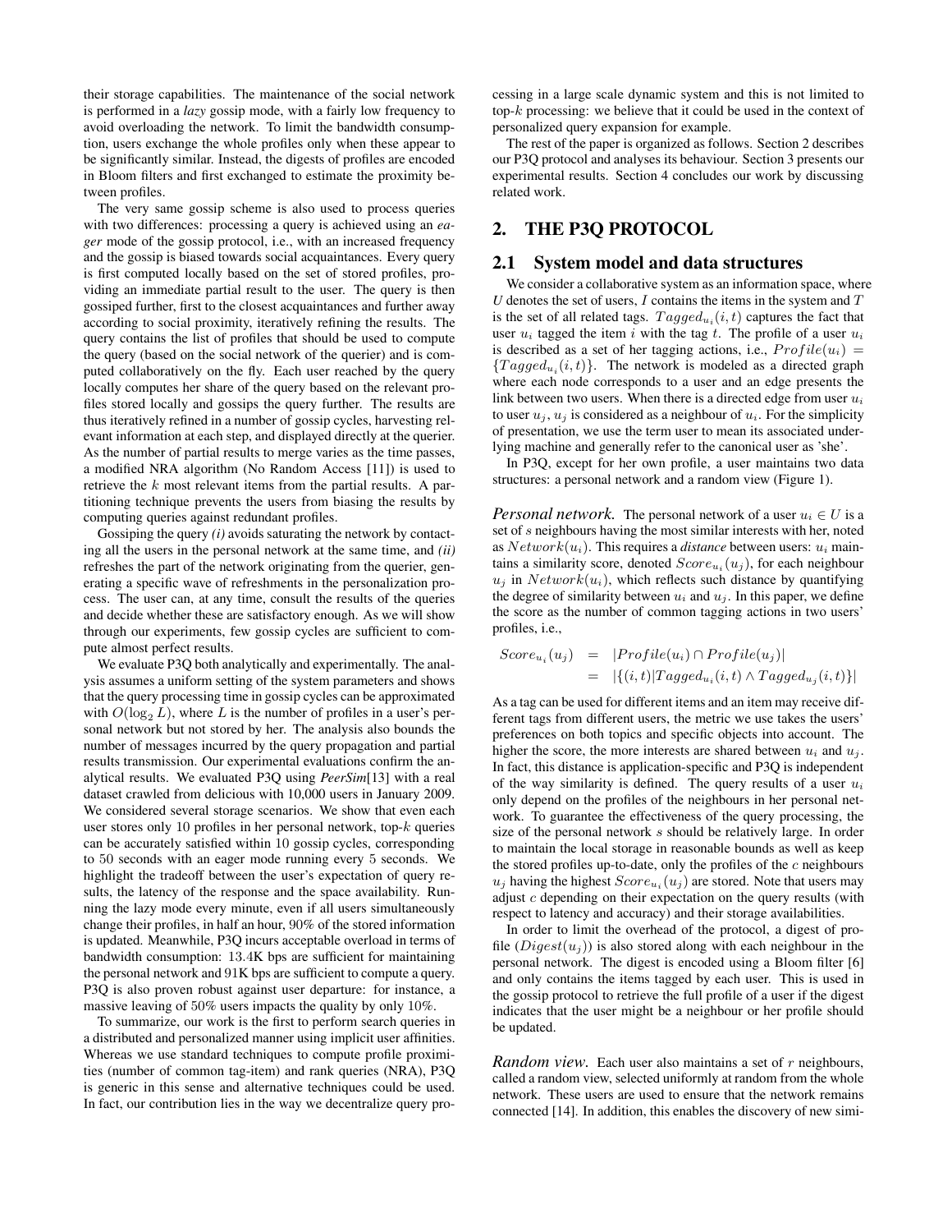their storage capabilities. The maintenance of the social network is performed in a *lazy* gossip mode, with a fairly low frequency to avoid overloading the network. To limit the bandwidth consumption, users exchange the whole profiles only when these appear to be significantly similar. Instead, the digests of profiles are encoded in Bloom filters and first exchanged to estimate the proximity between profiles.

The very same gossip scheme is also used to process queries with two differences: processing a query is achieved using an *eager* mode of the gossip protocol, i.e., with an increased frequency and the gossip is biased towards social acquaintances. Every query is first computed locally based on the set of stored profiles, providing an immediate partial result to the user. The query is then gossiped further, first to the closest acquaintances and further away according to social proximity, iteratively refining the results. The query contains the list of profiles that should be used to compute the query (based on the social network of the querier) and is computed collaboratively on the fly. Each user reached by the query locally computes her share of the query based on the relevant profiles stored locally and gossips the query further. The results are thus iteratively refined in a number of gossip cycles, harvesting relevant information at each step, and displayed directly at the querier. As the number of partial results to merge varies as the time passes, a modified NRA algorithm (No Random Access [11]) is used to retrieve the $k$ most relevant items from the partial results. A partitioning technique prevents the users from biasing the results by computing queries against redundant profiles.

Gossiping the query *(i)* avoids saturating the network by contacting all the users in the personal network at the same time, and *(ii)* refreshes the part of the network originating from the querier, generating a specific wave of refreshments in the personalization process. The user can, at any time, consult the results of the queries and decide whether these are satisfactory enough. As we will show through our experiments, few gossip cycles are sufficient to compute almost perfect results.

We evaluate P3Q both analytically and experimentally. The analysis assumes a uniform setting of the system parameters and shows that the query processing time in gossip cycles can be approximated with $O(\log_2 L)$, where $L$ is the number of profiles in a user's personal network but not stored by her. The analysis also bounds the number of messages incurred by the query propagation and partial results transmission. Our experimental evaluations confirm the analytical results. We evaluated P3Q using *PeerSim*[13] with a real dataset crawled from delicious with 10,000 users in January 2009. We considered several storage scenarios. We show that even each user stores only 10 profiles in her personal network, top-$k$ queries can be accurately satisfied within 10 gossip cycles, corresponding to 50 seconds with an eager mode running every 5 seconds. We highlight the tradeoff between the user's expectation of query results, the latency of the response and the space availability. Running the lazy mode every minute, even if all users simultaneously change their profiles, in half an hour, 90% of the stored information is updated. Meanwhile, P3Q incurs acceptable overload in terms of bandwidth consumption: 13.4K bps are sufficient for maintaining the personal network and 91K bps are sufficient to compute a query. P3Q is also proven robust against user departure: for instance, a massive leaving of 50% users impacts the quality by only 10%.

To summarize, our work is the first to perform search queries in a distributed and personalized manner using implicit user affinities. Whereas we use standard techniques to compute profile proximities (number of common tag-item) and rank queries (NRA), P3Q is generic in this sense and alternative techniques could be used. In fact, our contribution lies in the way we decentralize query processing in a large scale dynamic system and this is not limited to top-$k$ processing: we believe that it could be used in the context of personalized query expansion for example.

The rest of the paper is organized as follows. Section 2 describes our P3Q protocol and analyses its behaviour. Section 3 presents our experimental results. Section 4 concludes our work by discussing related work.

## 2. THE P3Q PROTOCOL

### 2.1 System model and data structures

We consider a collaborative system as an information space, where $U$ denotes the set of users, $I$ contains the items in the system and $T$ is the set of all related tags. $Tagged_{u_i}(i, t)$ captures the fact that user $u_i$ tagged the item $i$ with the tag $t$. The profile of a user $u_i$ is described as a set of her tagging actions, i.e., $Profile(u_i) = \{Tagged_{u_i}(i, t)\}$. The network is modeled as a directed graph where each node corresponds to a user and an edge presents the link between two users. When there is a directed edge from user $u_i$ to user $u_j$, $u_j$ is considered as a neighbour of $u_i$. For the simplicity of presentation, we use the term user to mean its associated underlying machine and generally refer to the canonical user as 'she'.

In P3Q, except for her own profile, a user maintains two data structures: a personal network and a random view (Figure 1).

*Personal network.* The personal network of a user $u_i \in U$ is a set of $s$ neighbours having the most similar interests with her, noted as $Network(u_i)$. This requires a *distance* between users: $u_i$ maintains a similarity score, denoted $Score_{u_i}(u_j)$, for each neighbour $u_j$ in $Network(u_i)$, which reflects such distance by quantifying the degree of similarity between $u_i$ and $u_j$. In this paper, we define the score as the number of common tagging actions in two users' profiles, i.e.,

$$
\begin{aligned}
Score_{u_i}(u_j) &= |Profile(u_i) \cap Profile(u_j)| \\
&= |\{(i,t)|Tagged_{u_i}(i,t) \wedge Tagged_{u_j}(i,t)\}|
\end{aligned}
$$

As a tag can be used for different items and an item may receive different tags from different users, the metric we use takes the users' preferences on both topics and specific objects into account. The higher the score, the more interests are shared between $u_i$ and $u_j$. In fact, this distance is application-specific and P3Q is independent of the way similarity is defined. The query results of a user $u_i$ only depend on the profiles of the neighbours in her personal network. To guarantee the effectiveness of the query processing, the size of the personal network $s$ should be relatively large. In order to maintain the local storage in reasonable bounds as well as keep the stored profiles up-to-date, only the profiles of the $c$ neighbours $u_j$ having the highest $Score_{u_i}(u_j)$ are stored. Note that users may adjust $c$ depending on their expectation on the query results (with respect to latency and accuracy) and their storage availabilities.

In order to limit the overhead of the protocol, a digest of profile ($Digest(u_j)$) is also stored along with each neighbour in the personal network. The digest is encoded using a Bloom filter [6] and only contains the items tagged by each user. This is used in the gossip protocol to retrieve the full profile of a user if the digest indicates that the user might be a neighbour or her profile should be updated.

*Random view.* Each user also maintains a set of $r$ neighbours, called a random view, selected uniformly at random from the whole network. These users are used to ensure that the network remains connected [14]. In addition, this enables the discovery of new simi-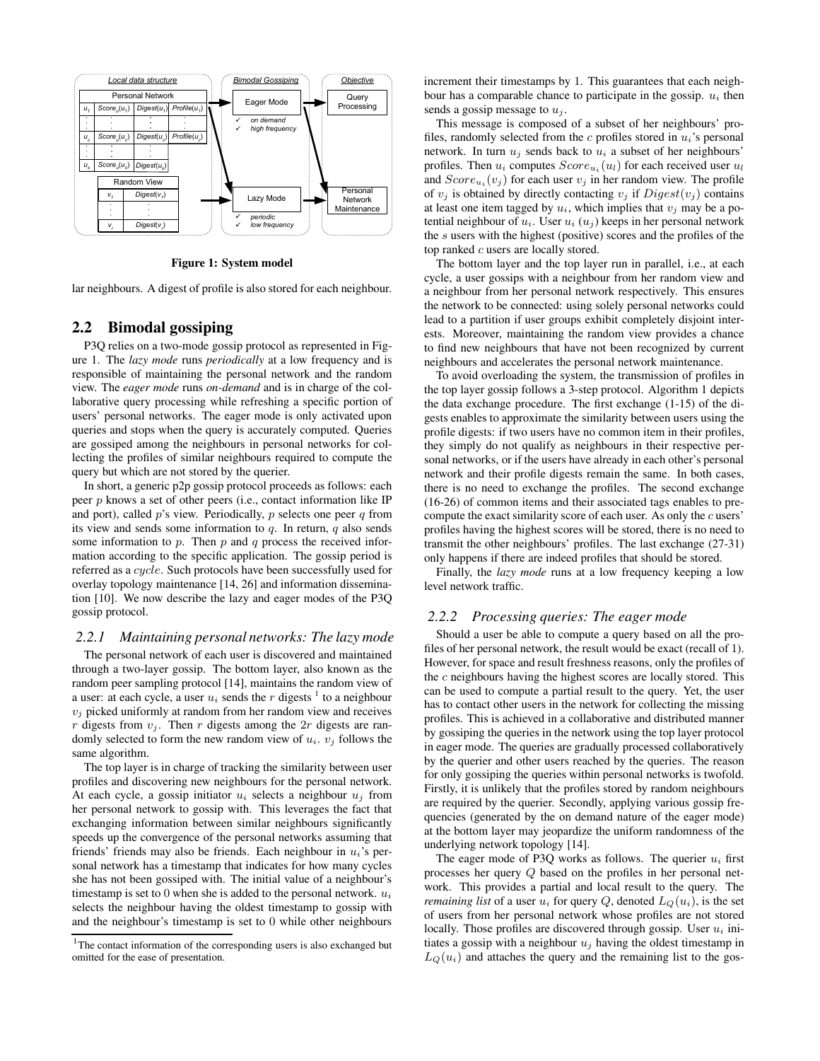Figure 1: System model

lar neighbours. A digest of profile is also stored for each neighbour.

## 2.2 Bimodal gossiping

P3Q relies on a two-mode gossip protocol as represented in Figure 1. The *lazy mode* runs *periodically* at a low frequency and is responsible of maintaining the personal network and the random view. The *eager mode* runs *on-demand* and is in charge of the collaborative query processing while refreshing a specific portion of users' personal networks. The eager mode is only activated upon queries and stops when the query is accurately computed. Queries are gossiped among the neighbours in personal networks for collecting the profiles of similar neighbours required to compute the query but which are not stored by the querier.

In short, a generic p2p gossip protocol proceeds as follows: each peer $p$ knows a set of other peers (i.e., contact information like IP and port), called $p$'s view. Periodically, $p$ selects one peer $q$ from its view and sends some information to $q$. In return, $q$ also sends some information to $p$. Then $p$ and $q$ process the received information according to the specific application. The gossip period is referred as a $cycle$. Such protocols have been successfully used for overlay topology maintenance [14, 26] and information dissemination [10]. We now describe the lazy and eager modes of the P3Q gossip protocol.

### 2.2.1 Maintaining personal networks: The lazy mode

The personal network of each user is discovered and maintained through a two-layer gossip. The bottom layer, also known as the random peer sampling protocol [14], maintains the random view of a user: at each cycle, a user $u_i$ sends the $r$ digests [1] to a neighbour $v_j$ picked uniformly at random from her random view and receives $r$ digests from $v_j$. Then $r$ digests among the $2r$ digests are randomly selected to form the new random view of $u_i$. $v_j$ follows the same algorithm.

The top layer is in charge of tracking the similarity between user profiles and discovering new neighbours for the personal network. At each cycle, a gossip initiator $u_i$ selects a neighbour $u_j$ from her personal network to gossip with. This leverages the fact that exchanging information between similar neighbours significantly speeds up the convergence of the personal networks assuming that friends' friends may also be friends. Each neighbour in $u_i$'s personal network has a timestamp that indicates for how many cycles she has not been gossiped with. The initial value of a neighbour's timestamp is set to 0 when she is added to the personal network. $u_i$ selects the neighbour having the oldest timestamp to gossip with and the neighbour's timestamp is set to 0 while other neighbours increment their timestamps by 1. This guarantees that each neighbour has a comparable chance to participate in the gossip. $u_i$ then sends a gossip message to $u_j$.

This message is composed of a subset of her neighbours' profiles, randomly selected from the $c$ profiles stored in $u_i$'s personal network. In turn $u_j$ sends back to $u_i$ a subset of her neighbours' profiles. Then $u_i$ computes $Score_{u_i}(u_l)$ for each received user $u_l$ and $Score_{u_i}(v_j)$ for each user $v_j$ in her random view. The profile of $v_j$ is obtained by directly contacting $v_j$ if $Digest(v_j)$ contains at least one item tagged by $u_i$, which implies that $v_j$ may be a potential neighbour of $u_i$. User $u_i$ ($u_j$) keeps in her personal network the $s$ users with the highest (positive) scores and the profiles of the top ranked $c$ users are locally stored.

The bottom layer and the top layer run in parallel, i.e., at each cycle, a user gossips with a neighbour from her random view and a neighbour from her personal network respectively. This ensures the network to be connected: using solely personal networks could lead to a partition if user groups exhibit completely disjoint interests. Moreover, maintaining the random view provides a chance to find new neighbours that have not been recognized by current neighbours and accelerates the personal network maintenance.

To avoid overloading the system, the transmission of profiles in the top layer gossip follows a 3-step protocol. Algorithm 1 depicts the data exchange procedure. The first exchange (1-15) of the digests enables to approximate the similarity between users using the profile digests: if two users have no common item in their profiles, they simply do not qualify as neighbours in their respective personal networks, or if the users have already in each other's personal network and their profile digests remain the same. In both cases, there is no need to exchange the profiles. The second exchange (16-26) of common items and their associated tags enables to precompute the exact similarity score of each user. As only the $c$ users' profiles having the highest scores will be stored, there is no need to transmit the other neighbours' profiles. The last exchange (27-31) only happens if there are indeed profiles that should be stored.

Finally, the *lazy mode* runs at a low frequency keeping a low level network traffic.

### 2.2.2 Processing queries: The eager mode

Should a user be able to compute a query based on all the profiles of her personal network, the result would be exact (recall of 1). However, for space and result freshness reasons, only the profiles of the $c$ neighbours having the highest scores are locally stored. This can be used to compute a partial result to the query. Yet, the user has to contact other users in the network for collecting the missing profiles. This is achieved in a collaborative and distributed manner by gossiping the queries in the network using the top layer protocol in eager mode. The queries are gradually processed collaboratively by the querier and other users reached by the queries. The reason for only gossiping the queries within personal networks is twofold. Firstly, it is unlikely that the profiles stored by random neighbours are required by the querier. Secondly, applying various gossip frequencies (generated by the on demand nature of the eager mode) at the bottom layer may jeopardize the uniform randomness of the underlying network topology [14].

The eager mode of P3Q works as follows. The querier $u_i$ first processes her query $Q$ based on the profiles in her personal network. This provides a partial and local result to the query. The *remaining list* of a user $u_i$ for query $Q$, denoted $L_Q(u_i)$, is the set of users from her personal network whose profiles are not stored locally. Those profiles are discovered through gossip. User $u_i$ initiates a gossip with a neighbour $u_j$ having the oldest timestamp in $L_Q(u_i)$ and attaches the query and the remaining list to the gos-

[1] The contact information of the corresponding users is also exchanged but omitted for the ease of presentation.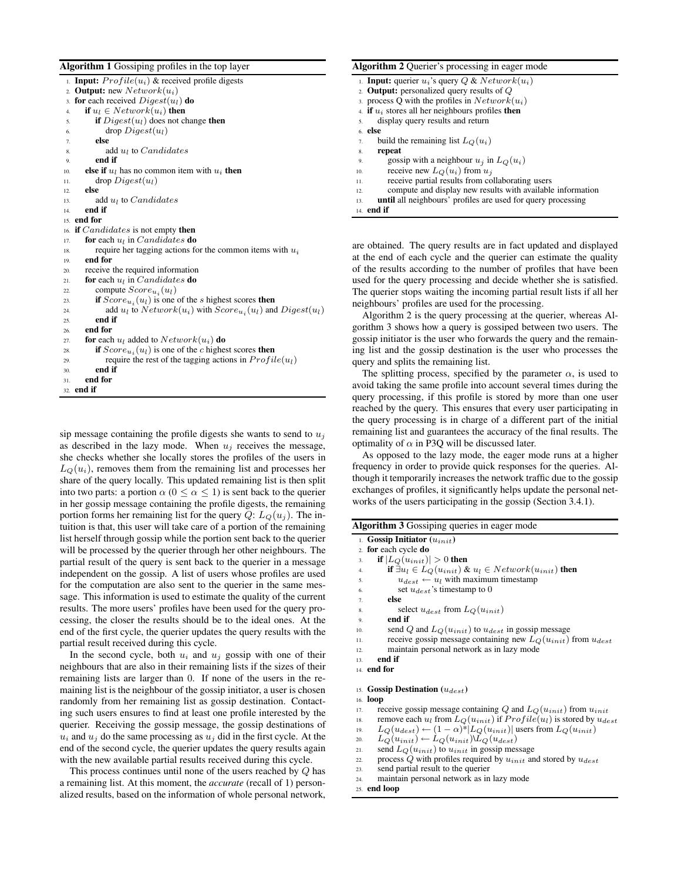**Algorithm 1** Gossiping profiles in the top layer

```
1.  Input: Profile(u_i) & received profile digests
2.  Output: new Network(u_i)
3.  for each received Digest(u_l) do
4.      if u_l ∈ Network(u_i) then
5.          if Digest(u_l) does not change then
6.              drop Digest(u_l)
7.          else
8.              add u_l to Candidates
9.          end if
10.     else if u_l has no common item with u_i then
11.         drop Digest(u_l)
12.     else
13.         add u_l to Candidates
14.     end if
15. end for
16. if Candidates is not empty then
17.     for each u_l in Candidates do
18.         require her tagging actions for the common items with u_i
19.     end for
20.     receive the required information
21.     for each u_l in Candidates do
22.         compute Score_{u_i}(u_l)
23.         if Score_{u_i}(u_l) is one of the s highest scores then
24.             add u_l to Network(u_i) with Score_{u_i}(u_l) and Digest(u_l)
25.         end if
26.     end for
27.     for each u_l added to Network(u_i) do
28.         if Score_{u_i}(u_l) is one of the c highest scores then
29.             require the rest of the tagging actions in Profile(u_l)
30.         end if
31.     end for
32. end if
```

sip message containing the profile digests she wants to send to $u_j$ as described in the lazy mode. When $u_j$ receives the message, she checks whether she locally stores the profiles of the users in $L_Q(u_i)$, removes them from the remaining list and processes her share of the query locally. This updated remaining list is then split into two parts: a portion $\alpha$ ($0 \leq \alpha \leq 1$) is sent back to the querier in her gossip message containing the profile digests, the remaining portion forms her remaining list for the query $Q$: $L_Q(u_j)$. The intuition is that, this user will take care of a portion of the remaining list herself through gossip while the portion sent back to the querier will be processed by the querier through her other neighbours. The partial result of the query is sent back to the querier in a message independent on the gossip. A list of users whose profiles are used for the computation are also sent to the querier in the same message. This information is used to estimate the quality of the current results. The more users' profiles have been used for the query processing, the closer the results should be to the ideal ones. At the end of the first cycle, the querier updates the query results with the partial result received during this cycle.

In the second cycle, both $u_i$ and $u_j$ gossip with one of their neighbours that are also in their remaining lists if the sizes of their remaining lists are larger than 0. If none of the users in the remaining list is the neighbour of the gossip initiator, a user is chosen randomly from her remaining list as gossip destination. Contacting such users ensures to find at least one profile interested by the querier. Receiving the gossip message, the gossip destinations of $u_i$ and $u_j$ do the same processing as $u_j$ did in the first cycle. At the end of the second cycle, the querier updates the query results again with the new available partial results received during this cycle.

This process continues until none of the users reached by $Q$ has a remaining list. At this moment, the *accurate* (recall of 1) personalized results, based on the information of whole personal network,

**Algorithm 2** Querier's processing in eager mode

```
1.  Input: querier u_i's query Q & Network(u_i)
2.  Output: personalized query results of Q
3.  process Q with the profiles in Network(u_i)
4.  if u_i stores all her neighbours profiles then
5.      display query results and return
6.  else
7.      build the remaining list L_Q(u_i)
8.      repeat
9.          gossip with a neighbour u_j in L_Q(u_i)
10.         receive new L_Q(u_i) from u_j
11.         receive partial results from collaborating users
12.         compute and display new results with available information
13.     until all neighbours' profiles are used for query processing
14. end if
```

are obtained. The query results are in fact updated and displayed at the end of each cycle and the querier can estimate the quality of the results according to the number of profiles that have been used for the query processing and decide whether she is satisfied. The querier stops waiting the incoming partial result lists if all her neighbours' profiles are used for the processing.

Algorithm 2 is the query processing at the querier, whereas Algorithm 3 shows how a query is gossiped between two users. The gossip initiator is the user who forwards the query and the remaining list and the gossip destination is the user who processes the query and splits the remaining list.

The splitting process, specified by the parameter $\alpha$, is used to avoid taking the same profile into account several times during the query processing, if this profile is stored by more than one user reached by the query. This ensures that every user participating in the query processing is in charge of a different part of the initial remaining list and guarantees the accuracy of the final results. The optimality of $\alpha$ in P3Q will be discussed later.

As opposed to the lazy mode, the eager mode runs at a higher frequency in order to provide quick responses for the queries. Although it temporarily increases the network traffic due to the gossip exchanges of profiles, it significantly helps update the personal networks of the users participating in the gossip (Section 3.4.1).

**Algorithm 3** Gossiping queries in eager mode

```
1.  Gossip Initiator (u_init)
2.  for each cycle do
3.      if |L_Q(u_init)| > 0 then
4.          if ∃u_l ∈ L_Q(u_init) & u_l ∈ Network(u_init) then
5.              u_dest ← u_l with maximum timestamp
6.              set u_dest's timestamp to 0
7.          else
8.              select u_dest from L_Q(u_init)
9.          end if
10.         send Q and L_Q(u_init) to u_dest in gossip message
11.         receive gossip message containing new L_Q(u_init) from u_dest
12.         maintain personal network as in lazy mode
13.     end if
14. end for

15. Gossip Destination (u_dest)
16. loop
17.     receive gossip message containing Q and L_Q(u_init) from u_init
18.     remove each u_l from L_Q(u_init) if Profile(u_l) is stored by u_dest
19.     L_Q(u_dest) ← (1 − α)*|L_Q(u_init)| users from L_Q(u_init)
20.     L_Q(u_init) ← L_Q(u_init)\L_Q(u_dest)
21.     send L_Q(u_init) to u_init in gossip message
22.     process Q with profiles required by u_init and stored by u_dest
23.     send partial result to the querier
24.     maintain personal network as in lazy mode
25. end loop
```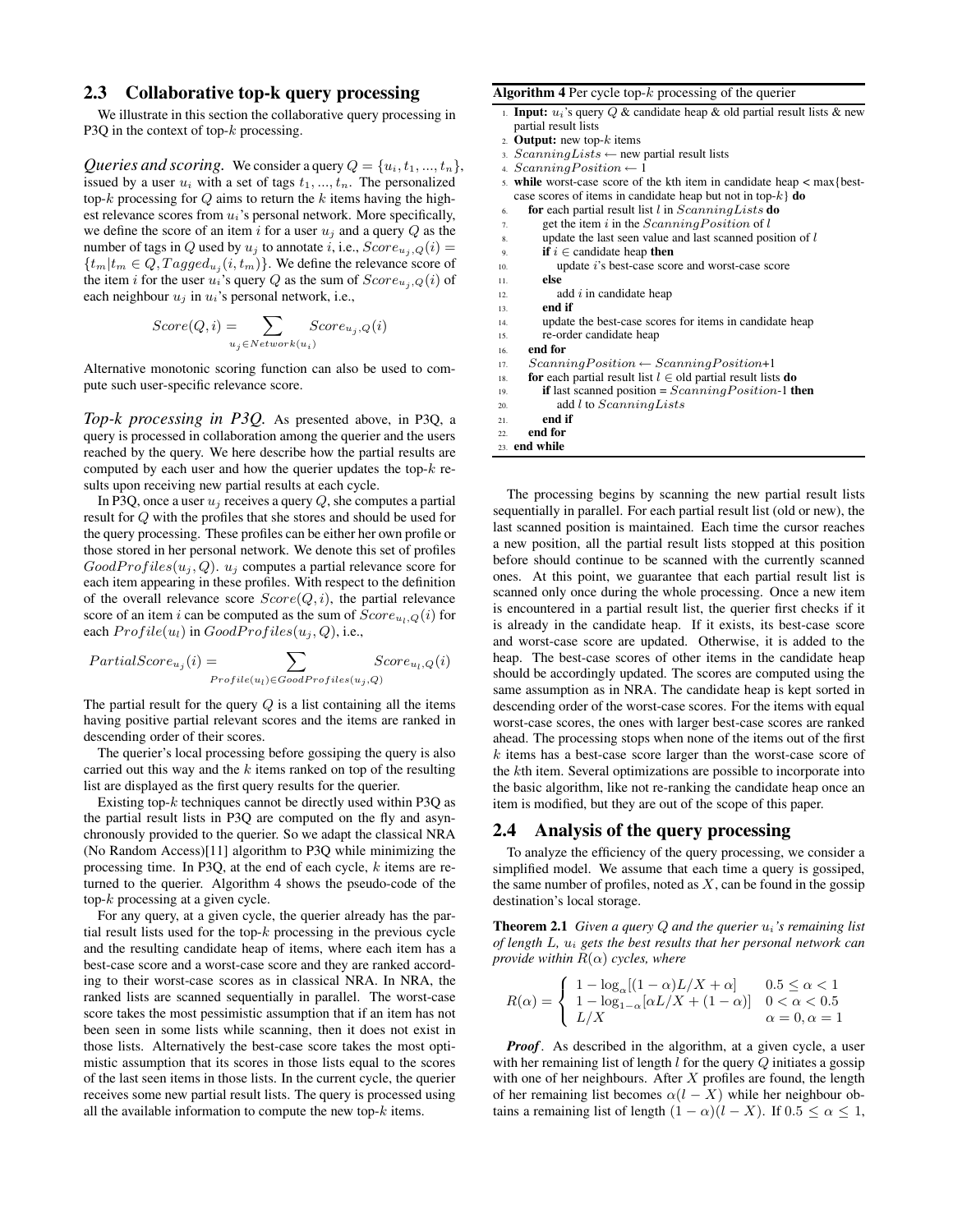## 2.3 Collaborative top-k query processing

We illustrate in this section the collaborative query processing in P3Q in the context of top-$k$ processing.

***Queries and scoring.*** We consider a query $Q = \{u_i, t_1, ..., t_n\}$, issued by a user $u_i$ with a set of tags $t_1, ..., t_n$. The personalized top-$k$ processing for $Q$ aims to return the $k$ items having the highest relevance scores from $u_i$'s personal network. More specifically, we define the score of an item $i$ for a user $u_j$ and a query $Q$ as the number of tags in $Q$ used by $u_j$ to annotate $i$, i.e., $Score_{u_j,Q}(i) = \{t_m | t_m \in Q, Tagged_{u_j}(i, t_m)\}$. We define the relevance score of the item $i$ for the user $u_i$'s query $Q$ as the sum of $Score_{u_j,Q}(i)$ of each neighbour $u_j$ in $u_i$'s personal network, i.e.,

$$Score(Q, i) = \sum_{u_j \in Network(u_i)} Score_{u_j,Q}(i)$$

Alternative monotonic scoring function can also be used to compute such user-specific relevance score.

***Top-k processing in P3Q.*** As presented above, in P3Q, a query is processed in collaboration among the querier and the users reached by the query. We here describe how the partial results are computed by each user and how the querier updates the top-$k$ results upon receiving new partial results at each cycle.

In P3Q, once a user $u_j$ receives a query $Q$, she computes a partial result for $Q$ with the profiles that she stores and should be used for the query processing. These profiles can be either her own profile or those stored in her personal network. We denote this set of profiles $GoodProfiles(u_j, Q)$. $u_j$ computes a partial relevance score for each item appearing in these profiles. With respect to the definition of the overall relevance score $Score(Q, i)$, the partial relevance score of an item $i$ can be computed as the sum of $Score_{u_l,Q}(i)$ for each $Profile(u_l)$ in $GoodProfiles(u_j, Q)$, i.e.,

$$PartialScore_{u_j}(i) = \sum_{Profile(u_l) \in GoodProfiles(u_j,Q)} Score_{u_l,Q}(i)$$

The partial result for the query $Q$ is a list containing all the items having positive partial relevant scores and the items are ranked in descending order of their scores.

The querier's local processing before gossiping the query is also carried out this way and the $k$ items ranked on top of the resulting list are displayed as the first query results for the querier.

Existing top-$k$ techniques cannot be directly used within P3Q as the partial result lists in P3Q are computed on the fly and asynchronously provided to the querier. So we adapt the classical NRA (No Random Access)[11] algorithm to P3Q while minimizing the processing time. In P3Q, at the end of each cycle, $k$ items are returned to the querier. Algorithm 4 shows the pseudo-code of the top-$k$ processing at a given cycle.

For any query, at a given cycle, the querier already has the partial result lists used for the top-$k$ processing in the previous cycle and the resulting candidate heap of items, where each item has a best-case score and a worst-case score and they are ranked according to their worst-case scores as in classical NRA. In NRA, the ranked lists are scanned sequentially in parallel. The worst-case score takes the most pessimistic assumption that if an item has not been seen in some lists while scanning, then it does not exist in those lists. Alternatively the best-case score takes the most optimistic assumption that its scores in those lists equal to the scores of the last seen items in those lists. In the current cycle, the querier receives some new partial result lists. The query is processed using all the available information to compute the new top-$k$ items.

**Algorithm 4** Per cycle top-$k$ processing of the querier

```
1.  Input: u_i's query Q & candidate heap & old partial result lists & new
    partial result lists
2.  Output: new top-k items
3.  ScanningLists ← new partial result lists
4.  ScanningPosition ← 1
5.  while worst-case score of the kth item in candidate heap < max{best-
    case scores of items in candidate heap but not in top-k} do
6.      for each partial result list l in ScanningLists do
7.          get the item i in the ScanningPosition of l
8.          update the last seen value and last scanned position of l
9.          if i ∈ candidate heap then
10.             update i's best-case score and worst-case score
11.         else
12.             add i in candidate heap
13.         end if
14.         update the best-case scores for items in candidate heap
15.         re-order candidate heap
16.     end for
17.     ScanningPosition ← ScanningPosition+1
18.     for each partial result list l ∈ old partial result lists do
19.         if last scanned position = ScanningPosition-1 then
20.             add l to ScanningLists
21.         end if
22.     end for
23. end while
```

The processing begins by scanning the new partial result lists sequentially in parallel. For each partial result list (old or new), the last scanned position is maintained. Each time the cursor reaches a new position, all the partial result lists stopped at this position before should continue to be scanned with the currently scanned ones. At this point, we guarantee that each partial result list is scanned only once during the whole processing. Once a new item is encountered in a partial result list, the querier first checks if it is already in the candidate heap. If it exists, its best-case score and worst-case score are updated. Otherwise, it is added to the heap. The best-case scores of other items in the candidate heap should be accordingly updated. The scores are computed using the same assumption as in NRA. The candidate heap is kept sorted in descending order of the worst-case scores. For the items with equal worst-case scores, the ones with larger best-case scores are ranked ahead. The processing stops when none of the items out of the first $k$ items has a best-case score larger than the worst-case score of the $k$th item. Several optimizations are possible to incorporate into the basic algorithm, like not re-ranking the candidate heap once an item is modified, but they are out of the scope of this paper.

## 2.4 Analysis of the query processing

To analyze the efficiency of the query processing, we consider a simplified model. We assume that each time a query is gossiped, the same number of profiles, noted as $X$, can be found in the gossip destination's local storage.

**Theorem 2.1** *Given a query $Q$ and the querier $u_i$'s remaining list of length $L$, $u_i$ gets the best results that her personal network can provide within $R(\alpha)$ cycles, where*

$$R(\alpha) = \begin{cases} 1 - \log_\alpha[(1-\alpha)L/X + \alpha] & 0.5 \le \alpha < 1 \\ 1 - \log_{1-\alpha}[\alpha L/X + (1-\alpha)] & 0 < \alpha < 0.5 \\ L/X & \alpha = 0, \alpha = 1 \end{cases}$$

***Proof*.** As described in the algorithm, at a given cycle, a user with her remaining list of length $l$ for the query $Q$ initiates a gossip with one of her neighbours. After $X$ profiles are found, the length of her remaining list becomes $\alpha(l - X)$ while her neighbour obtains a remaining list of length $(1 - \alpha)(l - X)$. If $0.5 \le \alpha \le 1$,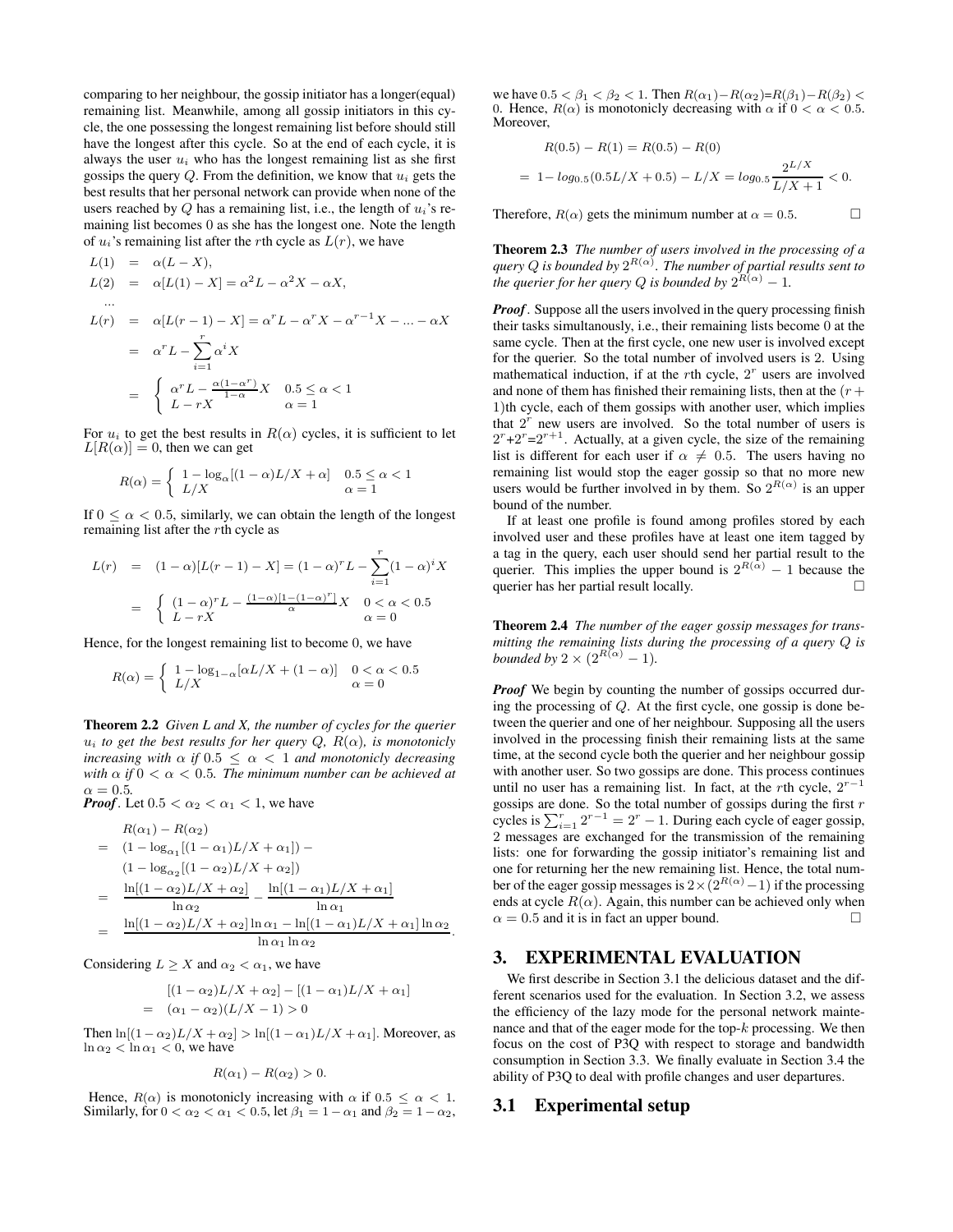comparing to her neighbour, the gossip initiator has a longer(equal) remaining list. Meanwhile, among all gossip initiators in this cycle, the one possessing the longest remaining list before should still have the longest after this cycle. So at the end of each cycle, it is always the user $u_i$ who has the longest remaining list as she first gossips the query $Q$. From the definition, we know that $u_i$ gets the best results that her personal network can provide when none of the users reached by $Q$ has a remaining list, i.e., the length of $u_i$'s remaining list becomes 0 as she has the longest one. Note the length of $u_i$'s remaining list after the $r$th cycle as $L(r)$, we have

$$
\begin{aligned}
L(1) &= \alpha(L - X), \\
L(2) &= \alpha[L(1) - X] = \alpha^2 L - \alpha^2 X - \alpha X, \\
&\ldots \\
L(r) &= \alpha[L(r-1) - X] = \alpha^r L - \alpha^r X - \alpha^{r-1} X - \ldots - \alpha X \\
&= \alpha^r L - \sum_{i=1}^{r} \alpha^i X \\
&= \begin{cases} \alpha^r L - \frac{\alpha(1-\alpha^r)}{1-\alpha} X & 0.5 \le \alpha < 1 \\ L - rX & \alpha = 1 \end{cases}
\end{aligned}
$$

For $u_i$ to get the best results in $R(\alpha)$ cycles, it is sufficient to let $L[R(\alpha)] = 0$, then we can get

$$
R(\alpha) = \begin{cases} 1 - \log_\alpha[(1-\alpha)L/X + \alpha] & 0.5 \le \alpha < 1 \\ L/X & \alpha = 1 \end{cases}
$$

If $0 \le \alpha < 0.5$, similarly, we can obtain the length of the longest remaining list after the $r$th cycle as

$$
\begin{aligned}
L(r) &= (1-\alpha)[L(r-1) - X] = (1-\alpha)^r L - \sum_{i=1}^{r} (1-\alpha)^i X \\
&= \begin{cases} (1-\alpha)^r L - \frac{(1-\alpha)[1-(1-\alpha)^r]}{\alpha} X & 0 < \alpha < 0.5 \\ L - rX & \alpha = 0 \end{cases}
\end{aligned}
$$

Hence, for the longest remaining list to become 0, we have

$$
R(\alpha) = \begin{cases} 1 - \log_{1-\alpha}[\alpha L/X + (1-\alpha)] & 0 < \alpha < 0.5 \\ L/X & \alpha = 0 \end{cases}
$$

**Theorem 2.2** *Given L and X, the number of cycles for the querier $u_i$ to get the best results for her query $Q$, $R(\alpha)$, is monotonicly increasing with $\alpha$ if $0.5 \le \alpha < 1$ and monotonicly decreasing with $\alpha$ if $0 < \alpha < 0.5$. The minimum number can be achieved at $\alpha = 0.5$.*

***Proof*.** Let $0.5 < \alpha_2 < \alpha_1 < 1$, we have

$$
\begin{aligned}
& R(\alpha_1) - R(\alpha_2) \\
=\; & (1 - \log_{\alpha_1}[(1-\alpha_1)L/X + \alpha_1]) - \\
& (1 - \log_{\alpha_2}[(1-\alpha_2)L/X + \alpha_2]) \\
=\; & \frac{\ln[(1-\alpha_2)L/X + \alpha_2]}{\ln \alpha_2} - \frac{\ln[(1-\alpha_1)L/X + \alpha_1]}{\ln \alpha_1} \\
=\; & \frac{\ln[(1-\alpha_2)L/X + \alpha_2]\ln\alpha_1 - \ln[(1-\alpha_1)L/X + \alpha_1]\ln\alpha_2}{\ln\alpha_1 \ln\alpha_2}.
\end{aligned}
$$

Considering $L \ge X$ and $\alpha_2 < \alpha_1$, we have

$$
\begin{aligned}
& [(1-\alpha_2)L/X + \alpha_2] - [(1-\alpha_1)L/X + \alpha_1] \\
=\; & (\alpha_1 - \alpha_2)(L/X - 1) > 0
\end{aligned}
$$

Then $\ln[(1-\alpha_2)L/X + \alpha_2] > \ln[(1-\alpha_1)L/X + \alpha_1]$. Moreover, as $\ln\alpha_2 < \ln\alpha_1 < 0$, we have

$$
R(\alpha_1) - R(\alpha_2) > 0.
$$

Hence, $R(\alpha)$ is monotonicly increasing with $\alpha$ if $0.5 \le \alpha < 1$. Similarly, for $0 < \alpha_2 < \alpha_1 < 0.5$, let $\beta_1 = 1 - \alpha_1$ and $\beta_2 = 1 - \alpha_2$, we have $0.5 < \beta_1 < \beta_2 < 1$. Then $R(\alpha_1) - R(\alpha_2) = R(\beta_1) - R(\beta_2) < 0$. Hence, $R(\alpha)$ is monotonicly decreasing with $\alpha$ if $0 < \alpha < 0.5$. Moreover,

$$
\begin{aligned}
& R(0.5) - R(1) = R(0.5) - R(0) \\
=\; & 1 - log_{0.5}(0.5L/X + 0.5) - L/X = log_{0.5}\frac{2^{L/X}}{L/X + 1} < 0.
\end{aligned}
$$

Therefore, $R(\alpha)$ gets the minimum number at $\alpha = 0.5$. $\square$

**Theorem 2.3** *The number of users involved in the processing of a query $Q$ is bounded by $2^{R(\alpha)}$. The number of partial results sent to the querier for her query $Q$ is bounded by $2^{R(\alpha)} - 1$.*

***Proof*.** Suppose all the users involved in the query processing finish their tasks simultanously, i.e., their remaining lists become 0 at the same cycle. Then at the first cycle, one new user is involved except for the querier. So the total number of involved users is 2. Using mathematical induction, if at the $r$th cycle, $2^r$ users are involved and none of them has finished their remaining lists, then at the $(r+1)$th cycle, each of them gossips with another user, which implies that $2^r$ new users are involved. So the total number of users is $2^r + 2^r = 2^{r+1}$. Actually, at a given cycle, the size of the remaining list is different for each user if $\alpha \neq 0.5$. The users having no remaining list would stop the eager gossip so that no more new users would be further involved in by them. So $2^{R(\alpha)}$ is an upper bound of the number.

If at least one profile is found among profiles stored by each involved user and these profiles have at least one item tagged by a tag in the query, each user should send her partial result to the querier. This implies the upper bound is $2^{R(\alpha)} - 1$ because the querier has her partial result locally. $\square$

**Theorem 2.4** *The number of the eager gossip messages for transmitting the remaining lists during the processing of a query $Q$ is bounded by $2 \times (2^{R(\alpha)} - 1)$.*

***Proof*** We begin by counting the number of gossips occurred during the processing of $Q$. At the first cycle, one gossip is done between the querier and one of her neighbour. Supposing all the users involved in the processing finish their remaining lists at the same time, at the second cycle both the querier and her neighbour gossip with another user. So two gossips are done. This process continues until no user has a remaining list. In fact, at the $r$th cycle, $2^{r-1}$ gossips are done. So the total number of gossips during the first $r$ cycles is $\sum_{i=1}^{r} 2^{r-1} = 2^r - 1$. During each cycle of eager gossip, 2 messages are exchanged for the transmission of the remaining lists: one for forwarding the gossip initiator's remaining list and one for returning her the new remaining list. Hence, the total number of the eager gossip messages is $2 \times (2^{R(\alpha)} - 1)$ if the processing ends at cycle $R(\alpha)$. Again, this number can be achieved only when $\alpha = 0.5$ and it is in fact an upper bound. $\square$

## 3. EXPERIMENTAL EVALUATION

We first describe in Section 3.1 the delicious dataset and the different scenarios used for the evaluation. In Section 3.2, we assess the efficiency of the lazy mode for the personal network maintenance and that of the eager mode for the top-$k$ processing. We then focus on the cost of P3Q with respect to storage and bandwidth consumption in Section 3.3. We finally evaluate in Section 3.4 the ability of P3Q to deal with profile changes and user departures.

### 3.1 Experimental setup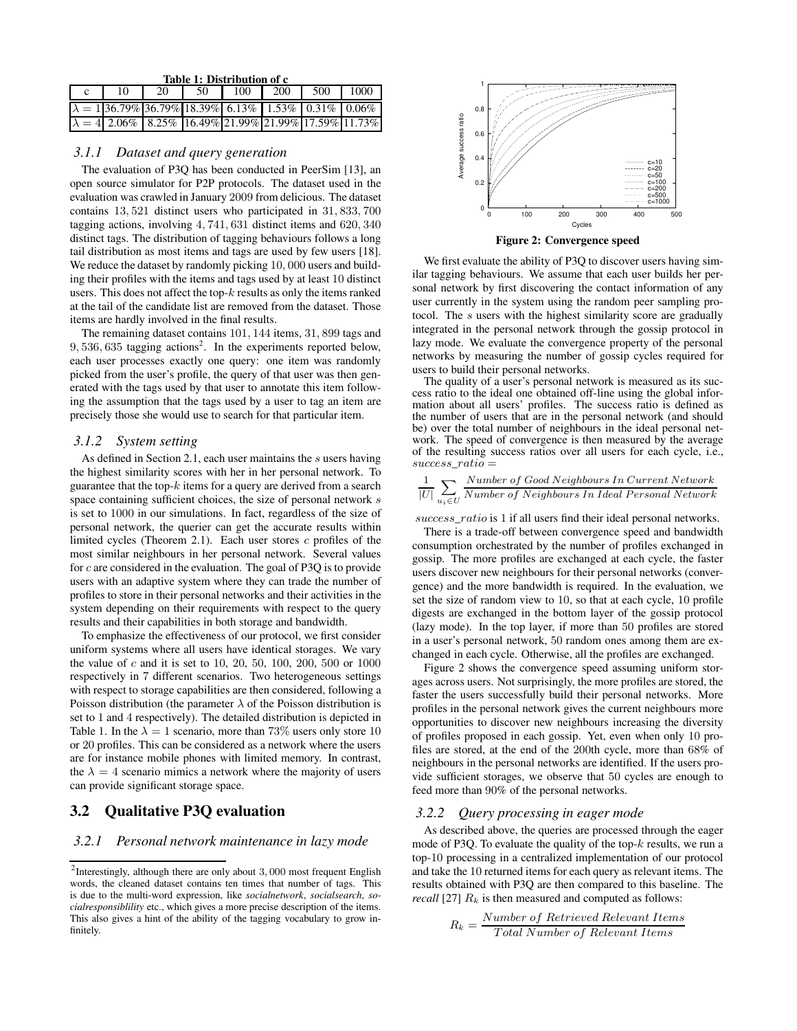**Table 1: Distribution of c**

| c | 10 | 20 | 50 | 100 | 200 | 500 | 1000 |
|---|---|---|---|---|---|---|---|
| $\lambda = 1$ | 36.79% | 36.79% | 18.39% | 6.13% | 1.53% | 0.31% | 0.06% |
| $\lambda = 4$ | 2.06% | 8.25% | 16.49% | 21.99% | 21.99% | 17.59% | 11.73% |

### *3.1.1 Dataset and query generation*

The evaluation of P3Q has been conducted in PeerSim [13], an open source simulator for P2P protocols. The dataset used in the evaluation was crawled in January 2009 from delicious. The dataset contains 13,521 distinct users who participated in 31,833,700 tagging actions, involving 4,741,631 distinct items and 620,340 distinct tags. The distribution of tagging behaviours follows a long tail distribution as most items and tags are used by few users [18]. We reduce the dataset by randomly picking 10,000 users and building their profiles with the items and tags used by at least 10 distinct users. This does not affect the top-$k$ results as only the items ranked at the tail of the candidate list are removed from the dataset. Those items are hardly involved in the final results.

The remaining dataset contains 101,144 items, 31,899 tags and 9,536,635 tagging actions[2]. In the experiments reported below, each user processes exactly one query: one item was randomly picked from the user's profile, the query of that user was then generated with the tags used by that user to annotate this item following the assumption that the tags used by a user to tag an item are precisely those she would use to search for that particular item.

### *3.1.2 System setting*

As defined in Section 2.1, each user maintains the $s$ users having the highest similarity scores with her in her personal network. To guarantee that the top-$k$ items for a query are derived from a search space containing sufficient choices, the size of personal network $s$ is set to 1000 in our simulations. In fact, regardless of the size of personal network, the querier can get the accurate results within limited cycles (Theorem 2.1). Each user stores $c$ profiles of the most similar neighbours in her personal network. Several values for $c$ are considered in the evaluation. The goal of P3Q is to provide users with an adaptive system where they can trade the number of profiles to store in their personal networks and their activities in the system depending on their requirements with respect to the query results and their capabilities in both storage and bandwidth.

To emphasize the effectiveness of our protocol, we first consider uniform systems where all users have identical storages. We vary the value of $c$ and it is set to 10, 20, 50, 100, 200, 500 or 1000 respectively in 7 different scenarios. Two heterogeneous settings with respect to storage capabilities are then considered, following a Poisson distribution (the parameter $\lambda$ of the Poisson distribution is set to 1 and 4 respectively). The detailed distribution is depicted in Table 1. In the $\lambda = 1$ scenario, more than 73% users only store 10 or 20 profiles. This can be considered as a network where the users are for instance mobile phones with limited memory. In contrast, the $\lambda = 4$ scenario mimics a network where the majority of users can provide significant storage space.

## 3.2 Qualitative P3Q evaluation

### *3.2.1 Personal network maintenance in lazy mode*

**Figure 2: Convergence speed**

We first evaluate the ability of P3Q to discover users having similar tagging behaviours. We assume that each user builds her personal network by first discovering the contact information of any user currently in the system using the random peer sampling protocol. The $s$ users with the highest similarity score are gradually integrated in the personal network through the gossip protocol in lazy mode. We evaluate the convergence property of the personal networks by measuring the number of gossip cycles required for users to build their personal networks.

The quality of a user's personal network is measured as its success ratio to the ideal one obtained off-line using the global information about all users' profiles. The success ratio is defined as the number of users that are in the personal network (and should be) over the total number of neighbours in the ideal personal network. The speed of convergence is then measured by the average of the resulting success ratios over all users for each cycle, i.e., $success\_ratio =$

$$\frac{1}{|U|} \sum_{u_i \in U} \frac{Number\ of\ Good\ Neighbours\ In\ Current\ Network}{Number\ of\ Neighbours\ In\ Ideal\ Personal\ Network}$$

$success\_ratio$ is 1 if all users find their ideal personal networks.

There is a trade-off between convergence speed and bandwidth consumption orchestrated by the number of profiles exchanged in gossip. The more profiles are exchanged at each cycle, the faster users discover new neighbours for their personal networks (convergence) and the more bandwidth is required. In the evaluation, we set the size of random view to 10, so that at each cycle, 10 profile digests are exchanged in the bottom layer of the gossip protocol (lazy mode). In the top layer, if more than 50 profiles are stored in a user's personal network, 50 random ones among them are exchanged in each cycle. Otherwise, all the profiles are exchanged.

Figure 2 shows the convergence speed assuming uniform storages across users. Not surprisingly, the more profiles are stored, the faster the users successfully build their personal networks. More profiles in the personal network gives the current neighbours more opportunities to discover new neighbours increasing the diversity of profiles proposed in each gossip. Yet, even when only 10 profiles are stored, at the end of the 200th cycle, more than 68% of neighbours in the personal networks are identified. If the users provide sufficient storages, we observe that 50 cycles are enough to feed more than 90% of the personal networks.

### *3.2.2 Query processing in eager mode*

As described above, the queries are processed through the eager mode of P3Q. To evaluate the quality of the top-$k$ results, we run a top-10 processing in a centralized implementation of our protocol and take the 10 returned items for each query as relevant items. The results obtained with P3Q are then compared to this baseline. The *recall* [27] $R_k$ is then measured and computed as follows:

$$R_k = \frac{Number\ of\ Retrieved\ Relevant\ Items}{Total\ Number\ of\ Relevant\ Items}$$

[2] Interestingly, although there are only about 3,000 most frequent English words, the cleaned dataset contains ten times that number of tags. This is due to the multi-word expression, like *socialnetwork*, *socialsearch*, *socialresponsiblility* etc., which gives a more precise description of the items. This also gives a hint of the ability of the tagging vocabulary to grow infinitely.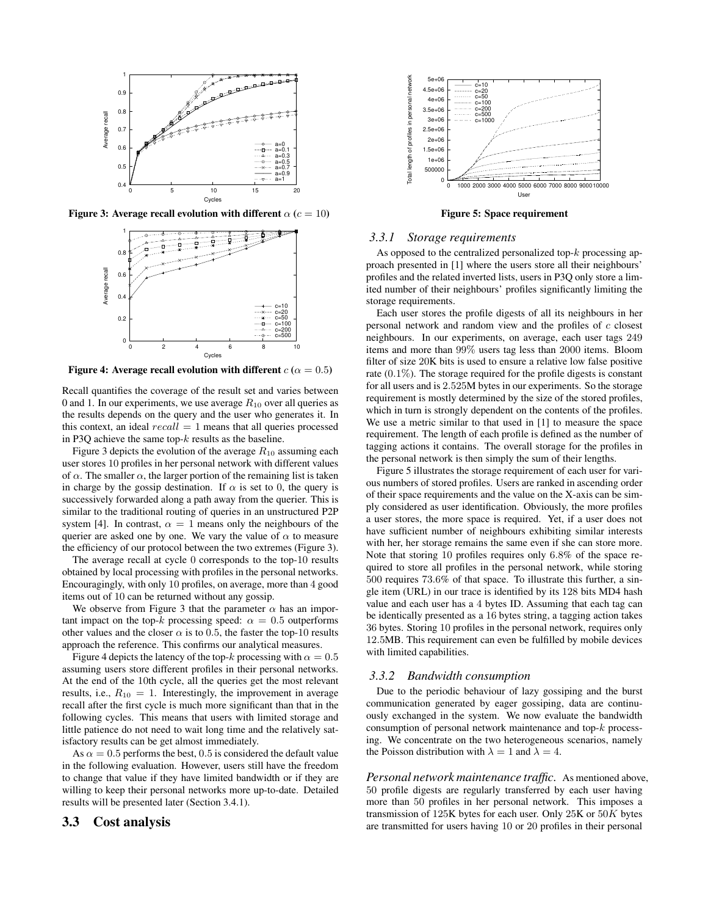Figure 3: Average recall evolution with different $\alpha$ ($c = 10$)

Figure 4: Average recall evolution with different $c$ ($\alpha = 0.5$)

Recall quantifies the coverage of the result set and varies between 0 and 1. In our experiments, we use average $R_{10}$ over all queries as the results depends on the query and the user who generates it. In this context, an ideal $recall = 1$ means that all queries processed in P3Q achieve the same top-$k$ results as the baseline.

Figure 3 depicts the evolution of the average $R_{10}$ assuming each user stores 10 profiles in her personal network with different values of $\alpha$. The smaller $\alpha$, the larger portion of the remaining list is taken in charge by the gossip destination. If $\alpha$ is set to 0, the query is successively forwarded along a path away from the querier. This is similar to the traditional routing of queries in an unstructured P2P system [4]. In contrast, $\alpha = 1$ means only the neighbours of the querier are asked one by one. We vary the value of $\alpha$ to measure the efficiency of our protocol between the two extremes (Figure 3).

The average recall at cycle 0 corresponds to the top-10 results obtained by local processing with profiles in the personal networks. Encouragingly, with only 10 profiles, on average, more than 4 good items out of 10 can be returned without any gossip.

We observe from Figure 3 that the parameter $\alpha$ has an important impact on the top-$k$ processing speed: $\alpha = 0.5$ outperforms other values and the closer $\alpha$ is to 0.5, the faster the top-10 results approach the reference. This confirms our analytical measures.

Figure 4 depicts the latency of the top-$k$ processing with $\alpha = 0.5$ assuming users store different profiles in their personal networks. At the end of the 10th cycle, all the queries get the most relevant results, i.e., $R_{10} = 1$. Interestingly, the improvement in average recall after the first cycle is much more significant than that in the following cycles. This means that users with limited storage and little patience do not need to wait long time and the relatively satisfactory results can be get almost immediately.

As $\alpha = 0.5$ performs the best, 0.5 is considered the default value in the following evaluation. However, users still have the freedom to change that value if they have limited bandwidth or if they are willing to keep their personal networks more up-to-date. Detailed results will be presented later (Section 3.4.1).

## 3.3 Cost analysis

Figure 5: Space requirement

### 3.3.1 Storage requirements

As opposed to the centralized personalized top-$k$ processing approach presented in [1] where the users store all their neighbours' profiles and the related inverted lists, users in P3Q only store a limited number of their neighbours' profiles significantly limiting the storage requirements.

Each user stores the profile digests of all its neighbours in her personal network and random view and the profiles of $c$ closest neighbours. In our experiments, on average, each user tags 249 items and more than 99% users tag less than 2000 items. Bloom filter of size 20K bits is used to ensure a relative low false positive rate (0.1%). The storage required for the profile digests is constant for all users and is 2.525M bytes in our experiments. So the storage requirement is mostly determined by the size of the stored profiles, which in turn is strongly dependent on the contents of the profiles. We use a metric similar to that used in [1] to measure the space requirement. The length of each profile is defined as the number of tagging actions it contains. The overall storage for the profiles in the personal network is then simply the sum of their lengths.

Figure 5 illustrates the storage requirement of each user for various numbers of stored profiles. Users are ranked in ascending order of their space requirements and the value on the X-axis can be simply considered as user identification. Obviously, the more profiles a user stores, the more space is required. Yet, if a user does not have sufficient number of neighbours exhibiting similar interests with her, her storage remains the same even if she can store more. Note that storing 10 profiles requires only 6.8% of the space required to store all profiles in the personal network, while storing 500 requires 73.6% of that space. To illustrate this further, a single item (URL) in our trace is identified by its 128 bits MD4 hash value and each user has a 4 bytes ID. Assuming that each tag can be identically presented as a 16 bytes string, a tagging action takes 36 bytes. Storing 10 profiles in the personal network, requires only 12.5MB. This requirement can even be fulfilled by mobile devices with limited capabilities.

### 3.3.2 Bandwidth consumption

Due to the periodic behaviour of lazy gossiping and the burst communication generated by eager gossiping, data are continuously exchanged in the system. We now evaluate the bandwidth consumption of personal network maintenance and top-$k$ processing. We concentrate on the two heterogeneous scenarios, namely the Poisson distribution with $\lambda = 1$ and $\lambda = 4$.

*Personal network maintenance traffic.* As mentioned above, 50 profile digests are regularly transferred by each user having more than 50 profiles in her personal network. This imposes a transmission of 125K bytes for each user. Only 25K or $50K$ bytes are transmitted for users having 10 or 20 profiles in their personal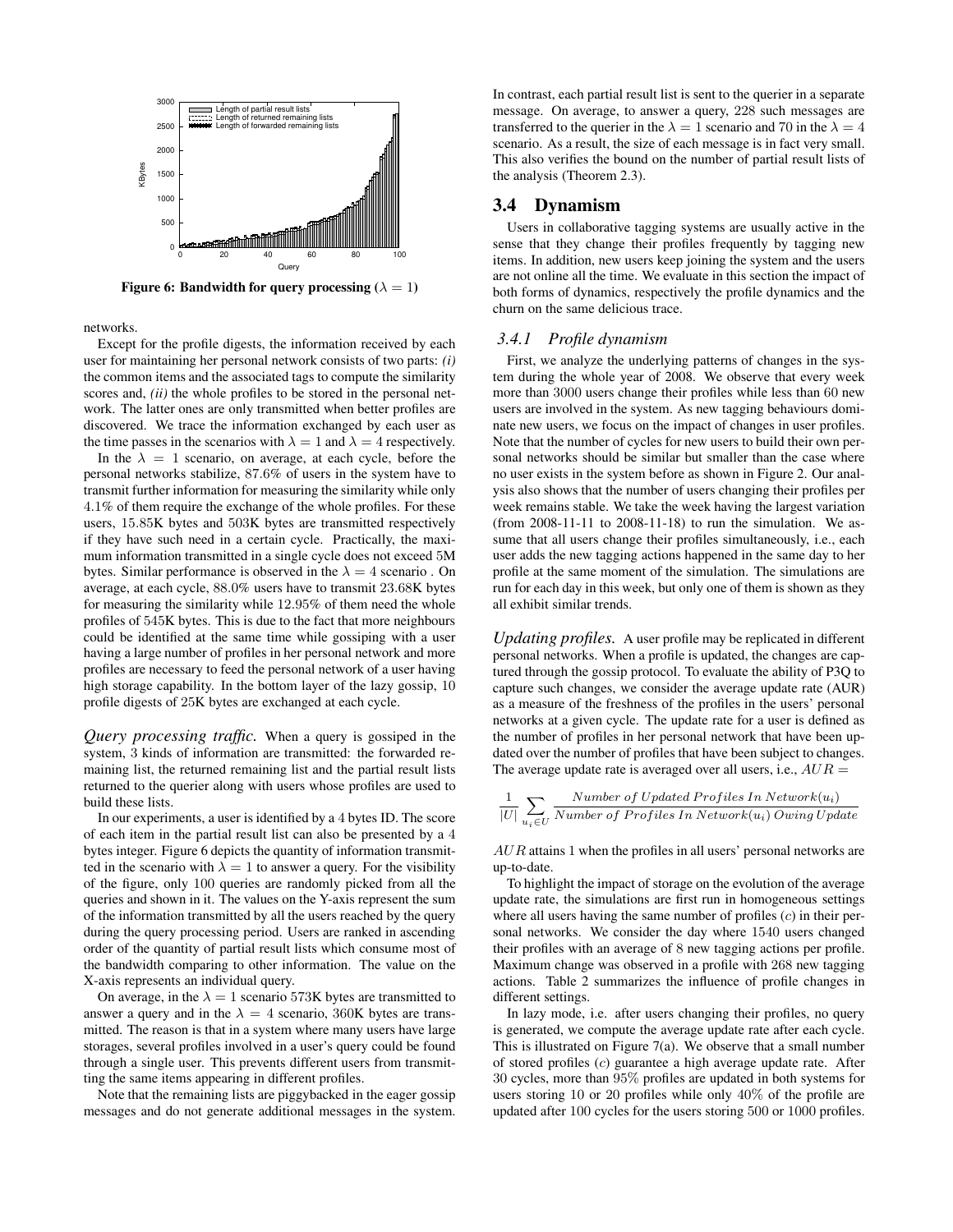Figure 6: Bandwidth for query processing ($\lambda = 1$)

networks.

Except for the profile digests, the information received by each user for maintaining her personal network consists of two parts: *(i)* the common items and the associated tags to compute the similarity scores and, *(ii)* the whole profiles to be stored in the personal network. The latter ones are only transmitted when better profiles are discovered. We trace the information exchanged by each user as the time passes in the scenarios with $\lambda = 1$ and $\lambda = 4$ respectively.

In the $\lambda = 1$ scenario, on average, at each cycle, before the personal networks stabilize, $87.6\%$ of users in the system have to transmit further information for measuring the similarity while only $4.1\%$ of them require the exchange of the whole profiles. For these users, $15.85$K bytes and $503$K bytes are transmitted respectively if they have such need in a certain cycle. Practically, the maximum information transmitted in a single cycle does not exceed 5M bytes. Similar performance is observed in the $\lambda = 4$ scenario . On average, at each cycle, $88.0\%$ users have to transmit $23.68$K bytes for measuring the similarity while $12.95\%$ of them need the whole profiles of $545$K bytes. This is due to the fact that more neighbours could be identified at the same time while gossiping with a user having a large number of profiles in her personal network and more profiles are necessary to feed the personal network of a user having high storage capability. In the bottom layer of the lazy gossip, $10$ profile digests of $25$K bytes are exchanged at each cycle.

*Query processing traffic.* When a query is gossiped in the system, 3 kinds of information are transmitted: the forwarded remaining list, the returned remaining list and the partial result lists returned to the querier along with users whose profiles are used to build these lists.

In our experiments, a user is identified by a $4$ bytes ID. The score of each item in the partial result list can also be presented by a $4$ bytes integer. Figure 6 depicts the quantity of information transmitted in the scenario with $\lambda = 1$ to answer a query. For the visibility of the figure, only $100$ queries are randomly picked from all the queries and shown in it. The values on the Y-axis represent the sum of the information transmitted by all the users reached by the query during the query processing period. Users are ranked in ascending order of the quantity of partial result lists which consume most of the bandwidth comparing to other information. The value on the X-axis represents an individual query.

On average, in the $\lambda = 1$ scenario $573$K bytes are transmitted to answer a query and in the $\lambda = 4$ scenario, $360$K bytes are transmitted. The reason is that in a system where many users have large storages, several profiles involved in a user's query could be found through a single user. This prevents different users from transmitting the same items appearing in different profiles.

Note that the remaining lists are piggybacked in the eager gossip messages and do not generate additional messages in the system. In contrast, each partial result list is sent to the querier in a separate message. On average, to answer a query, $228$ such messages are transferred to the querier in the $\lambda = 1$ scenario and $70$ in the $\lambda = 4$ scenario. As a result, the size of each message is in fact very small. This also verifies the bound on the number of partial result lists of the analysis (Theorem 2.3).

## 3.4 Dynamism

Users in collaborative tagging systems are usually active in the sense that they change their profiles frequently by tagging new items. In addition, new users keep joining the system and the users are not online all the time. We evaluate in this section the impact of both forms of dynamics, respectively the profile dynamics and the churn on the same delicious trace.

### 3.4.1 Profile dynamism

First, we analyze the underlying patterns of changes in the system during the whole year of 2008. We observe that every week more than $3000$ users change their profiles while less than $60$ new users are involved in the system. As new tagging behaviours dominate new users, we focus on the impact of changes in user profiles. Note that the number of cycles for new users to build their own personal networks should be similar but smaller than the case where no user exists in the system before as shown in Figure 2. Our analysis also shows that the number of users changing their profiles per week remains stable. We take the week having the largest variation (from 2008-11-11 to 2008-11-18) to run the simulation. We assume that all users change their profiles simultaneously, i.e., each user adds the new tagging actions happened in the same day to her profile at the same moment of the simulation. The simulations are run for each day in this week, but only one of them is shown as they all exhibit similar trends.

*Updating profiles.* A user profile may be replicated in different personal networks. When a profile is updated, the changes are captured through the gossip protocol. To evaluate the ability of P3Q to capture such changes, we consider the average update rate (AUR) as a measure of the freshness of the profiles in the users' personal networks at a given cycle. The update rate for a user is defined as the number of profiles in her personal network that have been updated over the number of profiles that have been subject to changes. The average update rate is averaged over all users, i.e., $AUR =$

$$\frac{1}{|U|}\sum_{u_i \in U}\frac{Number\ of\ Updated\ Profiles\ In\ Network(u_i)}{Number\ of\ Profiles\ In\ Network(u_i)\ Owing\ Update}$$

$AUR$ attains 1 when the profiles in all users' personal networks are up-to-date.

To highlight the impact of storage on the evolution of the average update rate, the simulations are first run in homogeneous settings where all users having the same number of profiles ($c$) in their personal networks. We consider the day where $1540$ users changed their profiles with an average of $8$ new tagging actions per profile. Maximum change was observed in a profile with $268$ new tagging actions. Table 2 summarizes the influence of profile changes in different settings.

In lazy mode, i.e. after users changing their profiles, no query is generated, we compute the average update rate after each cycle. This is illustrated on Figure 7(a). We observe that a small number of stored profiles ($c$) guarantee a high average update rate. After $30$ cycles, more than $95\%$ profiles are updated in both systems for users storing $10$ or $20$ profiles while only $40\%$ of the profile are updated after $100$ cycles for the users storing $500$ or $1000$ profiles.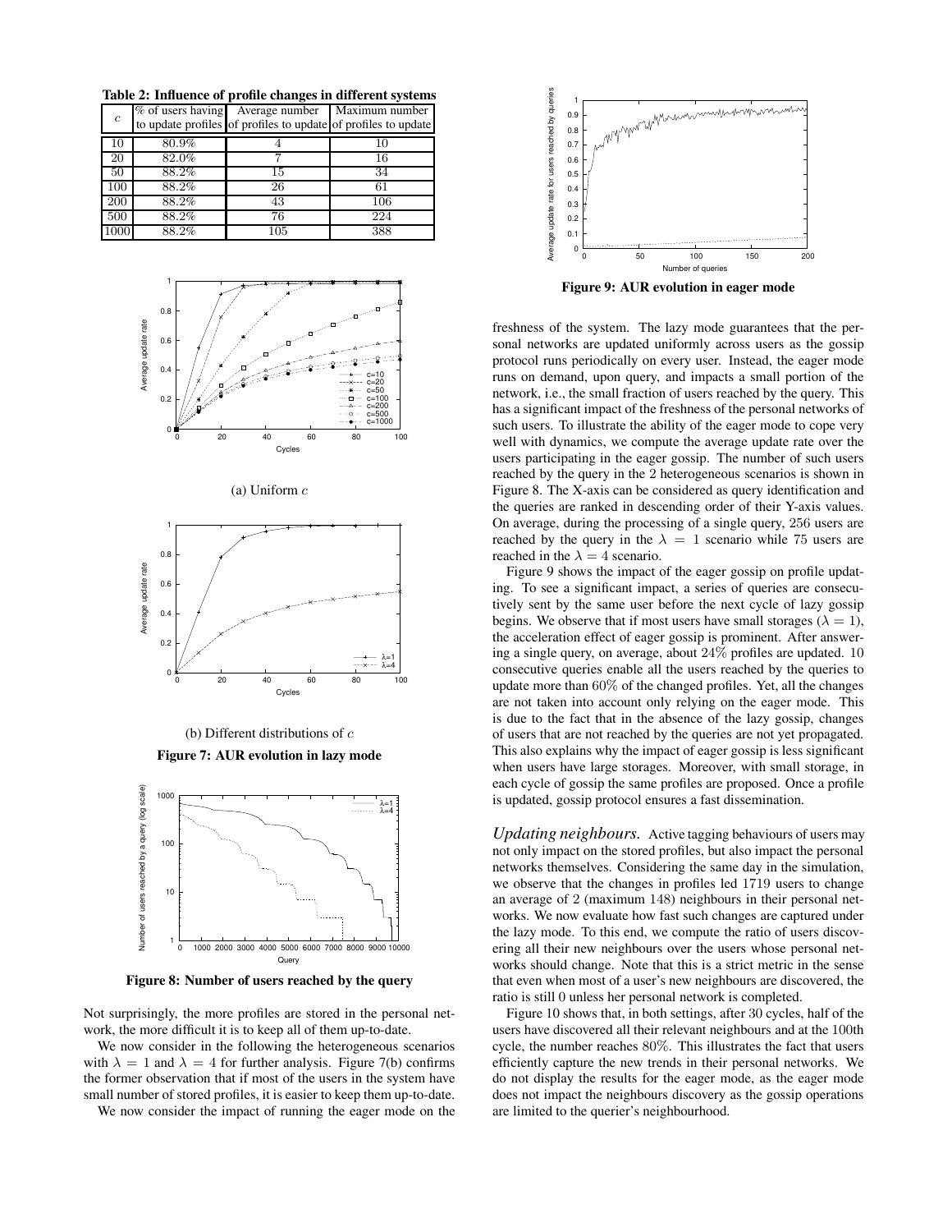**Table 2: Influence of profile changes in different systems**

| $c$ | % of users having to update profiles | Average number of profiles to update | Maximum number of profiles to update |
|---|---|---|---|
| 10 | 80.9% | 4 | 10 |
| 20 | 82.0% | 7 | 16 |
| 50 | 88.2% | 15 | 34 |
| 100 | 88.2% | 26 | 61 |
| 200 | 88.2% | 43 | 106 |
| 500 | 88.2% | 76 | 224 |
| 1000 | 88.2% | 105 | 388 |

(a) Uniform $c$

(b) Different distributions of $c$

**Figure 7: AUR evolution in lazy mode**

**Figure 8: Number of users reached by the query**

Not surprisingly, the more profiles are stored in the personal network, the more difficult it is to keep all of them up-to-date.

We now consider in the following the heterogeneous scenarios with $\lambda = 1$ and $\lambda = 4$ for further analysis. Figure 7(b) confirms the former observation that if most of the users in the system have small number of stored profiles, it is easier to keep them up-to-date.

We now consider the impact of running the eager mode on the freshness of the system. The lazy mode guarantees that the personal networks are updated uniformly across users as the gossip protocol runs periodically on every user. Instead, the eager mode runs on demand, upon query, and impacts a small portion of the network, i.e., the small fraction of users reached by the query. This has a significant impact of the freshness of the personal networks of such users. To illustrate the ability of the eager mode to cope very well with dynamics, we compute the average update rate over the users participating in the eager gossip. The number of such users reached by the query in the 2 heterogeneous scenarios is shown in Figure 8. The X-axis can be considered as query identification and the queries are ranked in descending order of their Y-axis values. On average, during the processing of a single query, 256 users are reached by the query in the $\lambda = 1$ scenario while 75 users are reached in the $\lambda = 4$ scenario.

**Figure 9: AUR evolution in eager mode**

Figure 9 shows the impact of the eager gossip on profile updating. To see a significant impact, a series of queries are consecutively sent by the same user before the next cycle of lazy gossip begins. We observe that if most users have small storages ($\lambda = 1$), the acceleration effect of eager gossip is prominent. After answering a single query, on average, about 24% profiles are updated. 10 consecutive queries enable all the users reached by the queries to update more than 60% of the changed profiles. Yet, all the changes are not taken into account only relying on the eager mode. This is due to the fact that in the absence of the lazy gossip, changes of users that are not reached by the queries are not yet propagated. This also explains why the impact of eager gossip is less significant when users have large storages. Moreover, with small storage, in each cycle of gossip the same profiles are proposed. Once a profile is updated, gossip protocol ensures a fast dissemination.

*Updating neighbours.* Active tagging behaviours of users may not only impact on the stored profiles, but also impact the personal networks themselves. Considering the same day in the simulation, we observe that the changes in profiles led 1719 users to change an average of 2 (maximum 148) neighbours in their personal networks. We now evaluate how fast such changes are captured under the lazy mode. To this end, we compute the ratio of users discovering all their new neighbours over the users whose personal networks should change. Note that this is a strict metric in the sense that even when most of a user's new neighbours are discovered, the ratio is still 0 unless her personal network is completed.

Figure 10 shows that, in both settings, after 30 cycles, half of the users have discovered all their relevant neighbours and at the 100th cycle, the number reaches 80%. This illustrates the fact that users efficiently capture the new trends in their personal networks. We do not display the results for the eager mode, as the eager mode does not impact the neighbours discovery as the gossip operations are limited to the querier's neighbourhood.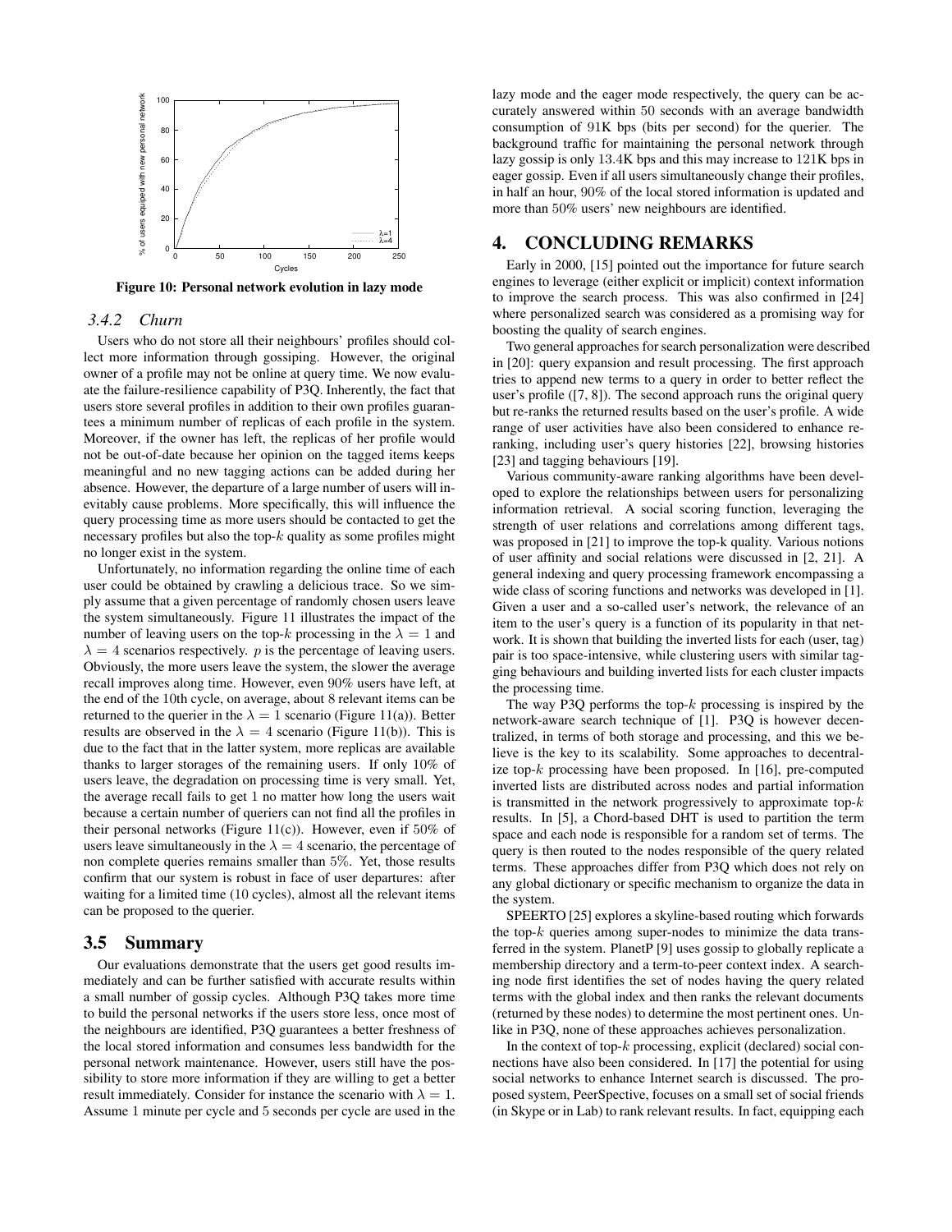Figure 10: Personal network evolution in lazy mode

### 3.4.2 Churn

Users who do not store all their neighbours' profiles should collect more information through gossiping. However, the original owner of a profile may not be online at query time. We now evaluate the failure-resilience capability of P3Q. Inherently, the fact that users store several profiles in addition to their own profiles guarantees a minimum number of replicas of each profile in the system. Moreover, if the owner has left, the replicas of her profile would not be out-of-date because her opinion on the tagged items keeps meaningful and no new tagging actions can be added during her absence. However, the departure of a large number of users will inevitably cause problems. More specifically, this will influence the query processing time as more users should be contacted to get the necessary profiles but also the top-$k$ quality as some profiles might no longer exist in the system.

Unfortunately, no information regarding the online time of each user could be obtained by crawling a delicious trace. So we simply assume that a given percentage of randomly chosen users leave the system simultaneously. Figure 11 illustrates the impact of the number of leaving users on the top-$k$ processing in the $\lambda = 1$ and $\lambda = 4$ scenarios respectively. $p$ is the percentage of leaving users. Obviously, the more users leave the system, the slower the average recall improves along time. However, even 90% users have left, at the end of the 10th cycle, on average, about 8 relevant items can be returned to the querier in the $\lambda = 1$ scenario (Figure 11(a)). Better results are observed in the $\lambda = 4$ scenario (Figure 11(b)). This is due to the fact that in the latter system, more replicas are available thanks to larger storages of the remaining users. If only 10% of users leave, the degradation on processing time is very small. Yet, the average recall fails to get 1 no matter how long the users wait because a certain number of queriers can not find all the profiles in their personal networks (Figure 11(c)). However, even if 50% of users leave simultaneously in the $\lambda = 4$ scenario, the percentage of non complete queries remains smaller than 5%. Yet, those results confirm that our system is robust in face of user departures: after waiting for a limited time (10 cycles), almost all the relevant items can be proposed to the querier.

## 3.5 Summary

Our evaluations demonstrate that the users get good results immediately and can be further satisfied with accurate results within a small number of gossip cycles. Although P3Q takes more time to build the personal networks if the users store less, once most of the neighbours are identified, P3Q guarantees a better freshness of the local stored information and consumes less bandwidth for the personal network maintenance. However, users still have the possibility to store more information if they are willing to get a better result immediately. Consider for instance the scenario with $\lambda = 1$. Assume 1 minute per cycle and 5 seconds per cycle are used in the lazy mode and the eager mode respectively, the query can be accurately answered within 50 seconds with an average bandwidth consumption of 91K bps (bits per second) for the querier. The background traffic for maintaining the personal network through lazy gossip is only 13.4K bps and this may increase to 121K bps in eager gossip. Even if all users simultaneously change their profiles, in half an hour, 90% of the local stored information is updated and more than 50% users' new neighbours are identified.

# 4. CONCLUDING REMARKS

Early in 2000, [15] pointed out the importance for future search engines to leverage (either explicit or implicit) context information to improve the search process. This was also confirmed in [24] where personalized search was considered as a promising way for boosting the quality of search engines.

Two general approaches for search personalization were described in [20]: query expansion and result processing. The first approach tries to append new terms to a query in order to better reflect the user's profile ([7, 8]). The second approach runs the original query but re-ranks the returned results based on the user's profile. A wide range of user activities have also been considered to enhance re-ranking, including user's query histories [22], browsing histories [23] and tagging behaviours [19].

Various community-aware ranking algorithms have been developed to explore the relationships between users for personalizing information retrieval. A social scoring function, leveraging the strength of user relations and correlations among different tags, was proposed in [21] to improve the top-k quality. Various notions of user affinity and social relations were discussed in [2, 21]. A general indexing and query processing framework encompassing a wide class of scoring functions and networks was developed in [1]. Given a user and a so-called user's network, the relevance of an item to the user's query is a function of its popularity in that network. It is shown that building the inverted lists for each (user, tag) pair is too space-intensive, while clustering users with similar tagging behaviours and building inverted lists for each cluster impacts the processing time.

The way P3Q performs the top-$k$ processing is inspired by the network-aware search technique of [1]. P3Q is however decentralized, in terms of both storage and processing, and this we believe is the key to its scalability. Some approaches to decentralize top-$k$ processing have been proposed. In [16], pre-computed inverted lists are distributed across nodes and partial information is transmitted in the network progressively to approximate top-$k$ results. In [5], a Chord-based DHT is used to partition the term space and each node is responsible for a random set of terms. The query is then routed to the nodes responsible of the query related terms. These approaches differ from P3Q which does not rely on any global dictionary or specific mechanism to organize the data in the system.

SPEERTO [25] explores a skyline-based routing which forwards the top-$k$ queries among super-nodes to minimize the data transferred in the system. PlanetP [9] uses gossip to globally replicate a membership directory and a term-to-peer context index. A searching node first identifies the set of nodes having the query related terms with the global index and then ranks the relevant documents (returned by these nodes) to determine the most pertinent ones. Unlike in P3Q, none of these approaches achieves personalization.

In the context of top-$k$ processing, explicit (declared) social connections have also been considered. In [17] the potential for using social networks to enhance Internet search is discussed. The proposed system, PeerSpective, focuses on a small set of social friends (in Skype or in Lab) to rank relevant results. In fact, equipping each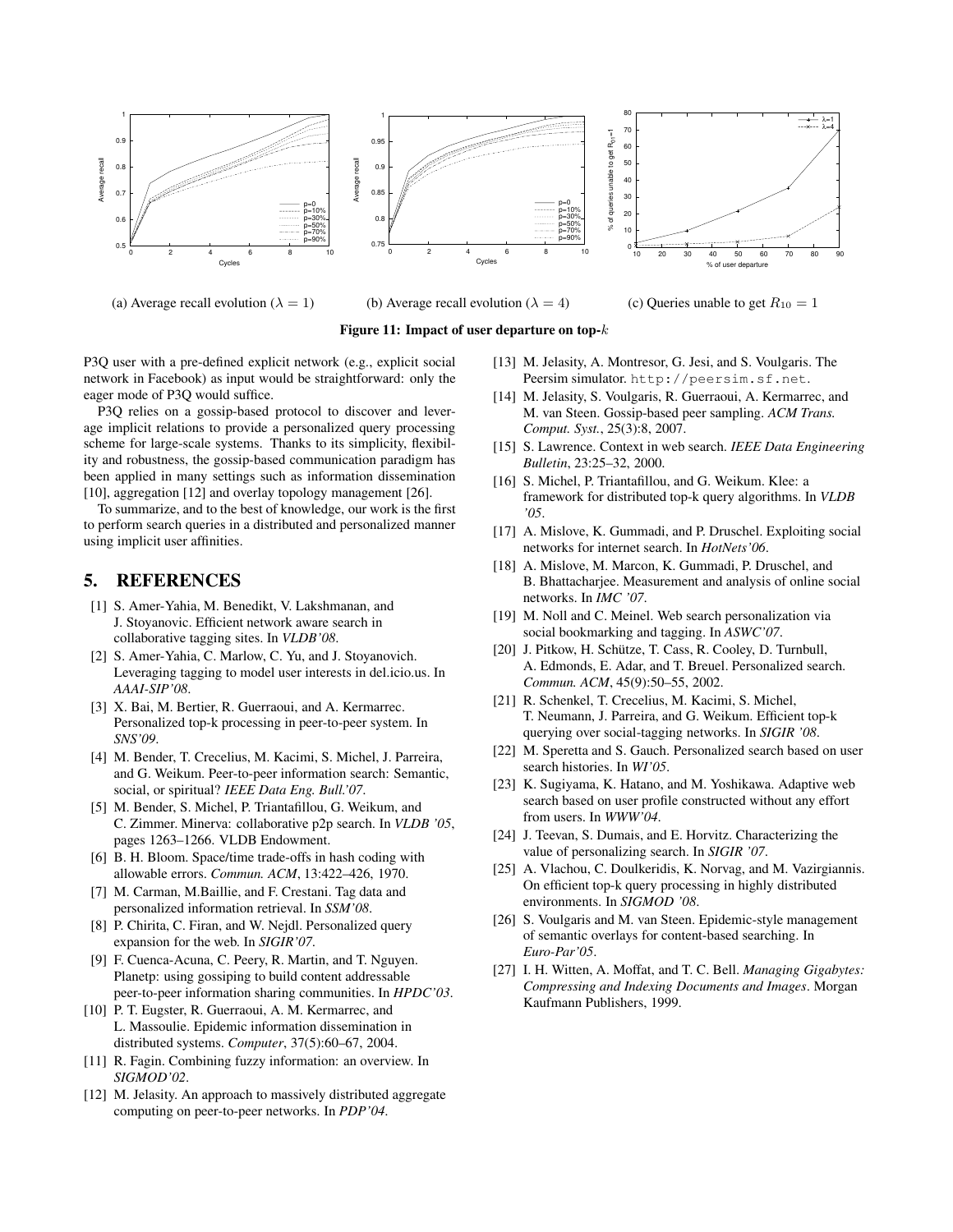1
0.9
0.8
0.7
0.6
0.5
0 2 4 6 8 10
Cycles
Average recall
p=0
p=10%
p=30%
p=50%
p=70%
p=90%

1
0.95
0.9
0.85
0.8
0.75
0 2 4 6 8 10
Cycles
Average recall
p=0
p=10%
p=30%
p=50%
p=70%
p=90%

80
70
60
50
40
30
20
10
0
10 20 30 40 50 60 70 80 90
% of user departure
% of queries unable to get $R_{10}=1$
$\lambda=1$
$\lambda=4$

(a) Average recall evolution ($\lambda = 1$) (b) Average recall evolution ($\lambda = 4$) (c) Queries unable to get $R_{10} = 1$

**Figure 11: Impact of user departure on top-$k$**

P3Q user with a pre-defined explicit network (e.g., explicit social network in Facebook) as input would be straightforward: only the eager mode of P3Q would suffice.

P3Q relies on a gossip-based protocol to discover and leverage implicit relations to provide a personalized query processing scheme for large-scale systems. Thanks to its simplicity, flexibility and robustness, the gossip-based communication paradigm has been applied in many settings such as information dissemination [10], aggregation [12] and overlay topology management [26].

To summarize, and to the best of knowledge, our work is the first to perform search queries in a distributed and personalized manner using implicit user affinities.

## 5. REFERENCES

[1] S. Amer-Yahia, M. Benedikt, V. Lakshmanan, and J. Stoyanovic. Efficient network aware search in collaborative tagging sites. In *VLDB'08*.

[2] S. Amer-Yahia, C. Marlow, C. Yu, and J. Stoyanovich. Leveraging tagging to model user interests in del.icio.us. In *AAAI-SIP'08*.

[3] X. Bai, M. Bertier, R. Guerraoui, and A. Kermarrec. Personalized top-k processing in peer-to-peer system. In *SNS'09*.

[4] M. Bender, T. Crecelius, M. Kacimi, S. Michel, J. Parreira, and G. Weikum. Peer-to-peer information search: Semantic, social, or spiritual? *IEEE Data Eng. Bull.'07*.

[5] M. Bender, S. Michel, P. Triantafillou, G. Weikum, and C. Zimmer. Minerva: collaborative p2p search. In *VLDB '05*, pages 1263–1266. VLDB Endowment.

[6] B. H. Bloom. Space/time trade-offs in hash coding with allowable errors. *Commun. ACM*, 13:422–426, 1970.

[7] M. Carman, M.Baillie, and F. Crestani. Tag data and personalized information retrieval. In *SSM'08*.

[8] P. Chirita, C. Firan, and W. Nejdl. Personalized query expansion for the web. In *SIGIR'07*.

[9] F. Cuenca-Acuna, C. Peery, R. Martin, and T. Nguyen. Planetp: using gossiping to build content addressable peer-to-peer information sharing communities. In *HPDC'03*.

[10] P. T. Eugster, R. Guerraoui, A. M. Kermarrec, and L. Massoulie. Epidemic information dissemination in distributed systems. *Computer*, 37(5):60–67, 2004.

[11] R. Fagin. Combining fuzzy information: an overview. In *SIGMOD'02*.

[12] M. Jelasity. An approach to massively distributed aggregate computing on peer-to-peer networks. In *PDP'04*.

[13] M. Jelasity, A. Montresor, G. Jesi, and S. Voulgaris. The Peersim simulator. http://peersim.sf.net.

[14] M. Jelasity, S. Voulgaris, R. Guerraoui, A. Kermarrec, and M. van Steen. Gossip-based peer sampling. *ACM Trans. Comput. Syst.*, 25(3):8, 2007.

[15] S. Lawrence. Context in web search. *IEEE Data Engineering Bulletin*, 23:25–32, 2000.

[16] S. Michel, P. Triantafillou, and G. Weikum. Klee: a framework for distributed top-k query algorithms. In *VLDB '05*.

[17] A. Mislove, K. Gummadi, and P. Druschel. Exploiting social networks for internet search. In *HotNets'06*.

[18] A. Mislove, M. Marcon, K. Gummadi, P. Druschel, and B. Bhattacharjee. Measurement and analysis of online social networks. In *IMC '07*.

[19] M. Noll and C. Meinel. Web search personalization via social bookmarking and tagging. In *ASWC'07*.

[20] J. Pitkow, H. Schütze, T. Cass, R. Cooley, D. Turnbull, A. Edmonds, E. Adar, and T. Breuel. Personalized search. *Commun. ACM*, 45(9):50–55, 2002.

[21] R. Schenkel, T. Crecelius, M. Kacimi, S. Michel, T. Neumann, J. Parreira, and G. Weikum. Efficient top-k querying over social-tagging networks. In *SIGIR '08*.

[22] M. Speretta and S. Gauch. Personalized search based on user search histories. In *WI'05*.

[23] K. Sugiyama, K. Hatano, and M. Yoshikawa. Adaptive web search based on user profile constructed without any effort from users. In *WWW'04*.

[24] J. Teevan, S. Dumais, and E. Horvitz. Characterizing the value of personalizing search. In *SIGIR '07*.

[25] A. Vlachou, C. Doulkeridis, K. Norvag, and M. Vazirgiannis. On efficient top-k query processing in highly distributed environments. In *SIGMOD '08*.

[26] S. Voulgaris and M. van Steen. Epidemic-style management of semantic overlays for content-based searching. In *Euro-Par'05*.

[27] I. H. Witten, A. Moffat, and T. C. Bell. *Managing Gigabytes: Compressing and Indexing Documents and Images*. Morgan Kaufmann Publishers, 1999.